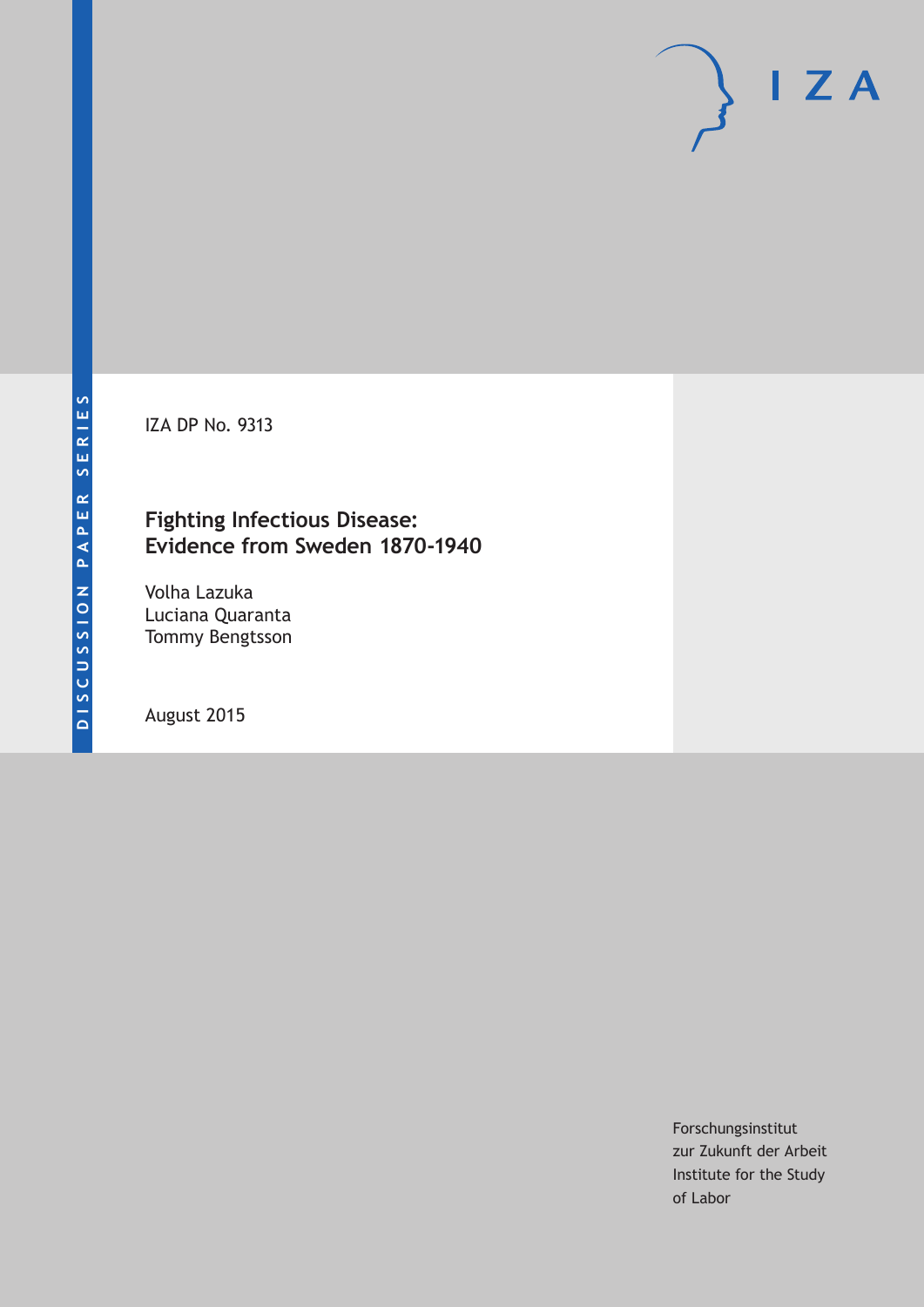DISCUSSION PAPER SERIES

IZA DP No. 9313

# Fighting Infectious Disease: Evidence from Sweden 1870-1940

Volha Lazuka
Luciana Quaranta
Tommy Bengtsson

August 2015

Forschungsinstitut
zur Zukunft der Arbeit
Institute for the Study
of Labor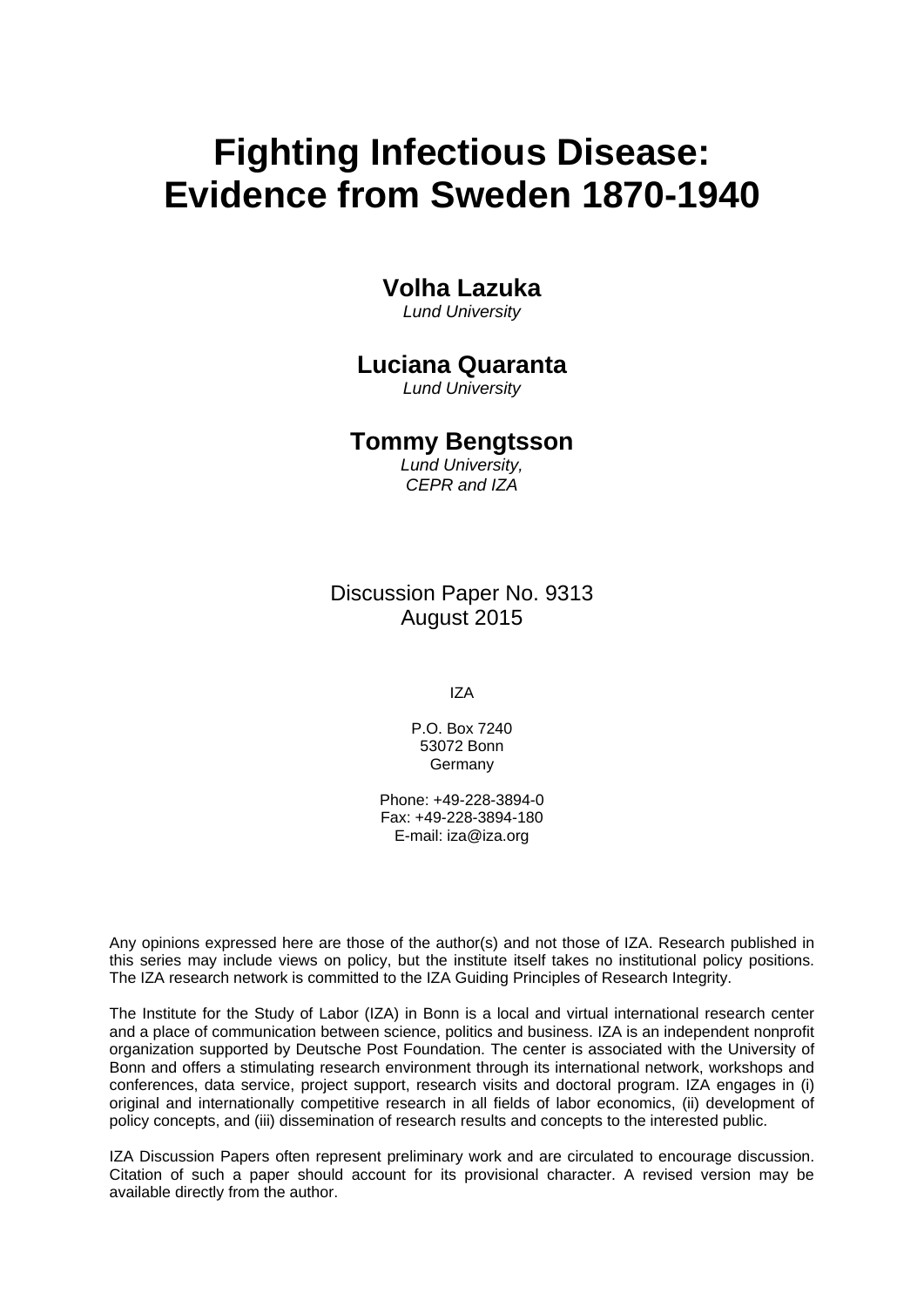# Fighting Infectious Disease: Evidence from Sweden 1870-1940

**Volha Lazuka**
*Lund University*

**Luciana Quaranta**
*Lund University*

**Tommy Bengtsson**
*Lund University,*
*CEPR and IZA*

Discussion Paper No. 9313
August 2015

IZA

P.O. Box 7240
53072 Bonn
Germany

Phone: +49-228-3894-0
Fax: +49-228-3894-180
E-mail: iza@iza.org

Any opinions expressed here are those of the author(s) and not those of IZA. Research published in this series may include views on policy, but the institute itself takes no institutional policy positions. The IZA research network is committed to the IZA Guiding Principles of Research Integrity.

The Institute for the Study of Labor (IZA) in Bonn is a local and virtual international research center and a place of communication between science, politics and business. IZA is an independent nonprofit organization supported by Deutsche Post Foundation. The center is associated with the University of Bonn and offers a stimulating research environment through its international network, workshops and conferences, data service, project support, research visits and doctoral program. IZA engages in (i) original and internationally competitive research in all fields of labor economics, (ii) development of policy concepts, and (iii) dissemination of research results and concepts to the interested public.

IZA Discussion Papers often represent preliminary work and are circulated to encourage discussion. Citation of such a paper should account for its provisional character. A revised version may be available directly from the author.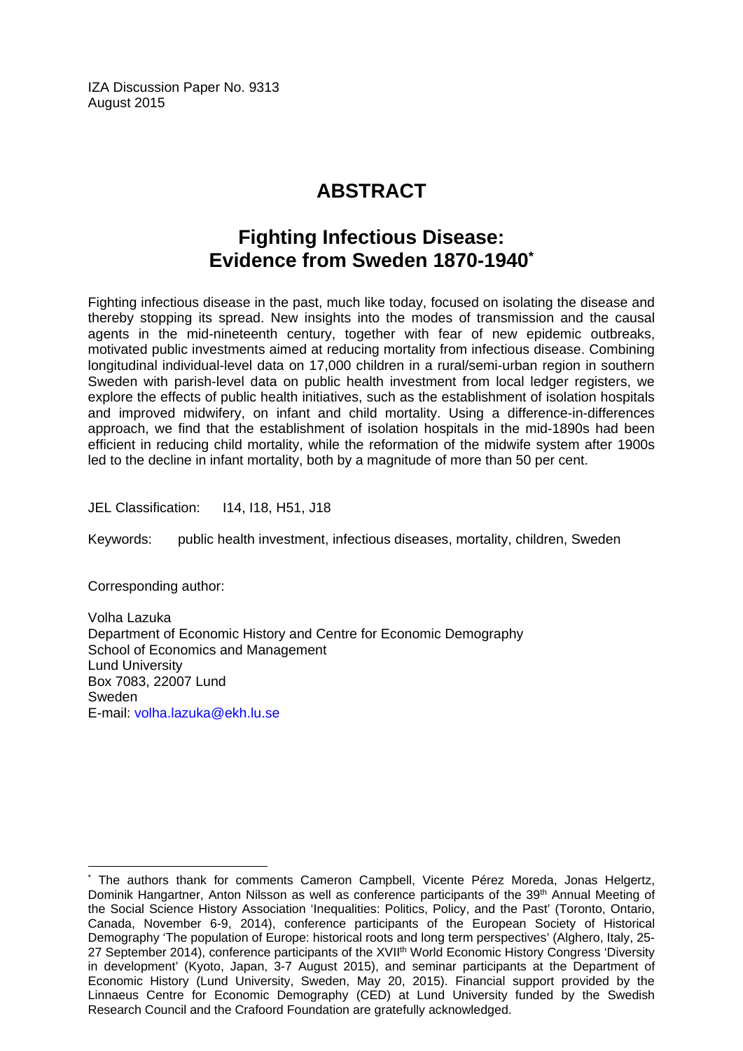IZA Discussion Paper No. 9313
August 2015

# ABSTRACT

## Fighting Infectious Disease: Evidence from Sweden 1870-1940*

Fighting infectious disease in the past, much like today, focused on isolating the disease and thereby stopping its spread. New insights into the modes of transmission and the causal agents in the mid-nineteenth century, together with fear of new epidemic outbreaks, motivated public investments aimed at reducing mortality from infectious disease. Combining longitudinal individual-level data on 17,000 children in a rural/semi-urban region in southern Sweden with parish-level data on public health investment from local ledger registers, we explore the effects of public health initiatives, such as the establishment of isolation hospitals and improved midwifery, on infant and child mortality. Using a difference-in-differences approach, we find that the establishment of isolation hospitals in the mid-1890s had been efficient in reducing child mortality, while the reformation of the midwife system after 1900s led to the decline in infant mortality, both by a magnitude of more than 50 per cent.

JEL Classification: I14, I18, H51, J18

Keywords: public health investment, infectious diseases, mortality, children, Sweden

Corresponding author:

Volha Lazuka
Department of Economic History and Centre for Economic Demography
School of Economics and Management
Lund University
Box 7083, 22007 Lund
Sweden
E-mail: volha.lazuka@ekh.lu.se

---

* The authors thank for comments Cameron Campbell, Vicente Pérez Moreda, Jonas Helgertz, Dominik Hangartner, Anton Nilsson as well as conference participants of the 39th Annual Meeting of the Social Science History Association 'Inequalities: Politics, Policy, and the Past' (Toronto, Ontario, Canada, November 6-9, 2014), conference participants of the European Society of Historical Demography 'The population of Europe: historical roots and long term perspectives' (Alghero, Italy, 25-27 September 2014), conference participants of the XVIIth World Economic History Congress 'Diversity in development' (Kyoto, Japan, 3-7 August 2015), and seminar participants at the Department of Economic History (Lund University, Sweden, May 20, 2015). Financial support provided by the Linnaeus Centre for Economic Demography (CED) at Lund University funded by the Swedish Research Council and the Crafoord Foundation are gratefully acknowledged.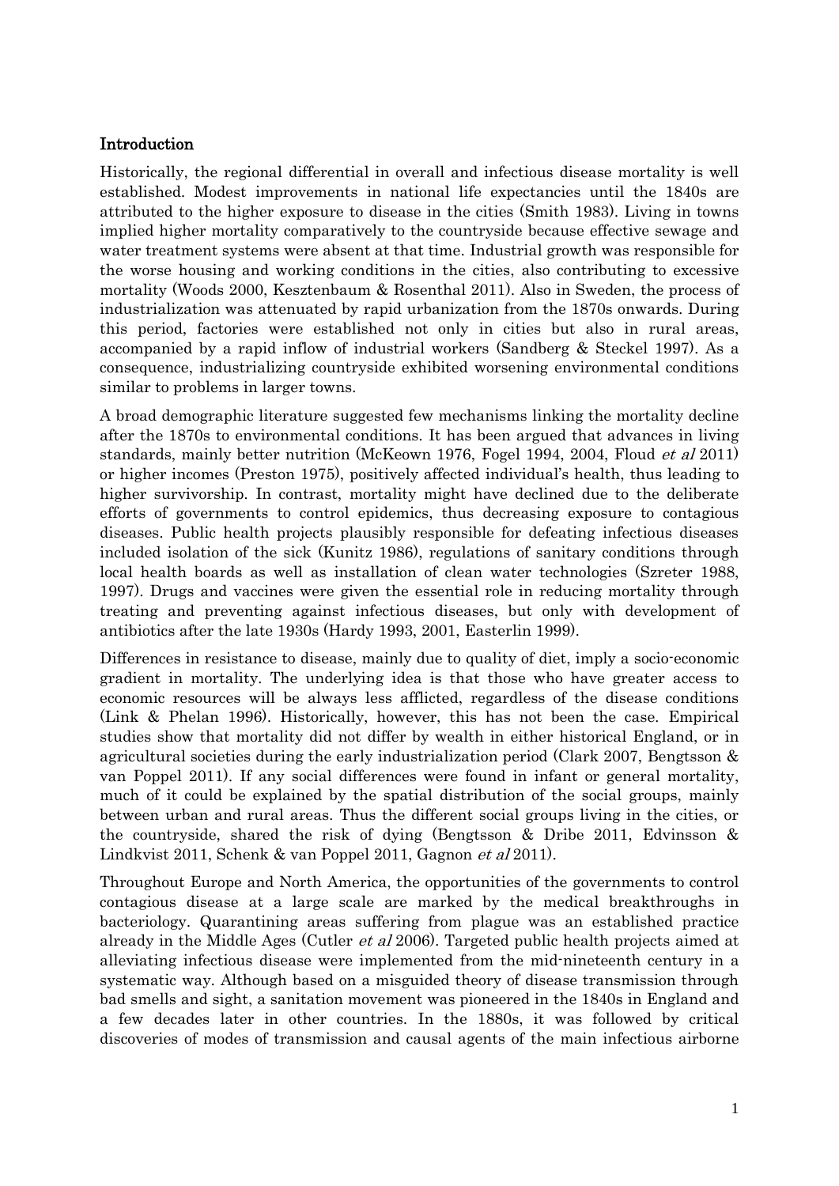## Introduction

Historically, the regional differential in overall and infectious disease mortality is well established. Modest improvements in national life expectancies until the 1840s are attributed to the higher exposure to disease in the cities (Smith 1983). Living in towns implied higher mortality comparatively to the countryside because effective sewage and water treatment systems were absent at that time. Industrial growth was responsible for the worse housing and working conditions in the cities, also contributing to excessive mortality (Woods 2000, Kesztenbaum & Rosenthal 2011). Also in Sweden, the process of industrialization was attenuated by rapid urbanization from the 1870s onwards. During this period, factories were established not only in cities but also in rural areas, accompanied by a rapid inflow of industrial workers (Sandberg & Steckel 1997). As a consequence, industrializing countryside exhibited worsening environmental conditions similar to problems in larger towns.

A broad demographic literature suggested few mechanisms linking the mortality decline after the 1870s to environmental conditions. It has been argued that advances in living standards, mainly better nutrition (McKeown 1976, Fogel 1994, 2004, Floud *et al* 2011) or higher incomes (Preston 1975), positively affected individual's health, thus leading to higher survivorship. In contrast, mortality might have declined due to the deliberate efforts of governments to control epidemics, thus decreasing exposure to contagious diseases. Public health projects plausibly responsible for defeating infectious diseases included isolation of the sick (Kunitz 1986), regulations of sanitary conditions through local health boards as well as installation of clean water technologies (Szreter 1988, 1997). Drugs and vaccines were given the essential role in reducing mortality through treating and preventing against infectious diseases, but only with development of antibiotics after the late 1930s (Hardy 1993, 2001, Easterlin 1999).

Differences in resistance to disease, mainly due to quality of diet, imply a socio-economic gradient in mortality. The underlying idea is that those who have greater access to economic resources will be always less afflicted, regardless of the disease conditions (Link & Phelan 1996). Historically, however, this has not been the case. Empirical studies show that mortality did not differ by wealth in either historical England, or in agricultural societies during the early industrialization period (Clark 2007, Bengtsson & van Poppel 2011). If any social differences were found in infant or general mortality, much of it could be explained by the spatial distribution of the social groups, mainly between urban and rural areas. Thus the different social groups living in the cities, or the countryside, shared the risk of dying (Bengtsson & Dribe 2011, Edvinsson & Lindkvist 2011, Schenk & van Poppel 2011, Gagnon *et al* 2011).

Throughout Europe and North America, the opportunities of the governments to control contagious disease at a large scale are marked by the medical breakthroughs in bacteriology. Quarantining areas suffering from plague was an established practice already in the Middle Ages (Cutler *et al* 2006). Targeted public health projects aimed at alleviating infectious disease were implemented from the mid-nineteenth century in a systematic way. Although based on a misguided theory of disease transmission through bad smells and sight, a sanitation movement was pioneered in the 1840s in England and a few decades later in other countries. In the 1880s, it was followed by critical discoveries of modes of transmission and causal agents of the main infectious airborne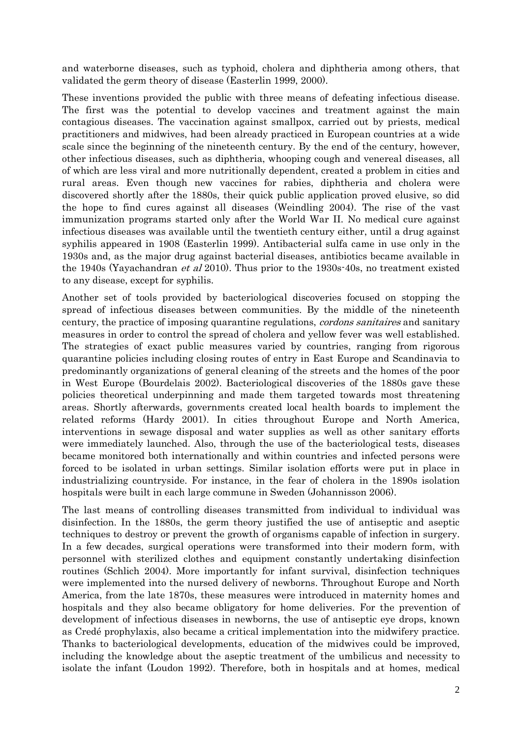and waterborne diseases, such as typhoid, cholera and diphtheria among others, that validated the germ theory of disease (Easterlin 1999, 2000).

These inventions provided the public with three means of defeating infectious disease. The first was the potential to develop vaccines and treatment against the main contagious diseases. The vaccination against smallpox, carried out by priests, medical practitioners and midwives, had been already practiced in European countries at a wide scale since the beginning of the nineteenth century. By the end of the century, however, other infectious diseases, such as diphtheria, whooping cough and venereal diseases, all of which are less viral and more nutritionally dependent, created a problem in cities and rural areas. Even though new vaccines for rabies, diphtheria and cholera were discovered shortly after the 1880s, their quick public application proved elusive, so did the hope to find cures against all diseases (Weindling 2004). The rise of the vast immunization programs started only after the World War II. No medical cure against infectious diseases was available until the twentieth century either, until a drug against syphilis appeared in 1908 (Easterlin 1999). Antibacterial sulfa came in use only in the 1930s and, as the major drug against bacterial diseases, antibiotics became available in the 1940s (Yayachandran *et al* 2010). Thus prior to the 1930s-40s, no treatment existed to any disease, except for syphilis.

Another set of tools provided by bacteriological discoveries focused on stopping the spread of infectious diseases between communities. By the middle of the nineteenth century, the practice of imposing quarantine regulations, *cordons sanitaires* and sanitary measures in order to control the spread of cholera and yellow fever was well established. The strategies of exact public measures varied by countries, ranging from rigorous quarantine policies including closing routes of entry in East Europe and Scandinavia to predominantly organizations of general cleaning of the streets and the homes of the poor in West Europe (Bourdelais 2002). Bacteriological discoveries of the 1880s gave these policies theoretical underpinning and made them targeted towards most threatening areas. Shortly afterwards, governments created local health boards to implement the related reforms (Hardy 2001). In cities throughout Europe and North America, interventions in sewage disposal and water supplies as well as other sanitary efforts were immediately launched. Also, through the use of the bacteriological tests, diseases became monitored both internationally and within countries and infected persons were forced to be isolated in urban settings. Similar isolation efforts were put in place in industrializing countryside. For instance, in the fear of cholera in the 1890s isolation hospitals were built in each large commune in Sweden (Johannisson 2006).

The last means of controlling diseases transmitted from individual to individual was disinfection. In the 1880s, the germ theory justified the use of antiseptic and aseptic techniques to destroy or prevent the growth of organisms capable of infection in surgery. In a few decades, surgical operations were transformed into their modern form, with personnel with sterilized clothes and equipment constantly undertaking disinfection routines (Schlich 2004). More importantly for infant survival, disinfection techniques were implemented into the nursed delivery of newborns. Throughout Europe and North America, from the late 1870s, these measures were introduced in maternity homes and hospitals and they also became obligatory for home deliveries. For the prevention of development of infectious diseases in newborns, the use of antiseptic eye drops, known as Credé prophylaxis, also became a critical implementation into the midwifery practice. Thanks to bacteriological developments, education of the midwives could be improved, including the knowledge about the aseptic treatment of the umbilicus and necessity to isolate the infant (Loudon 1992). Therefore, both in hospitals and at homes, medical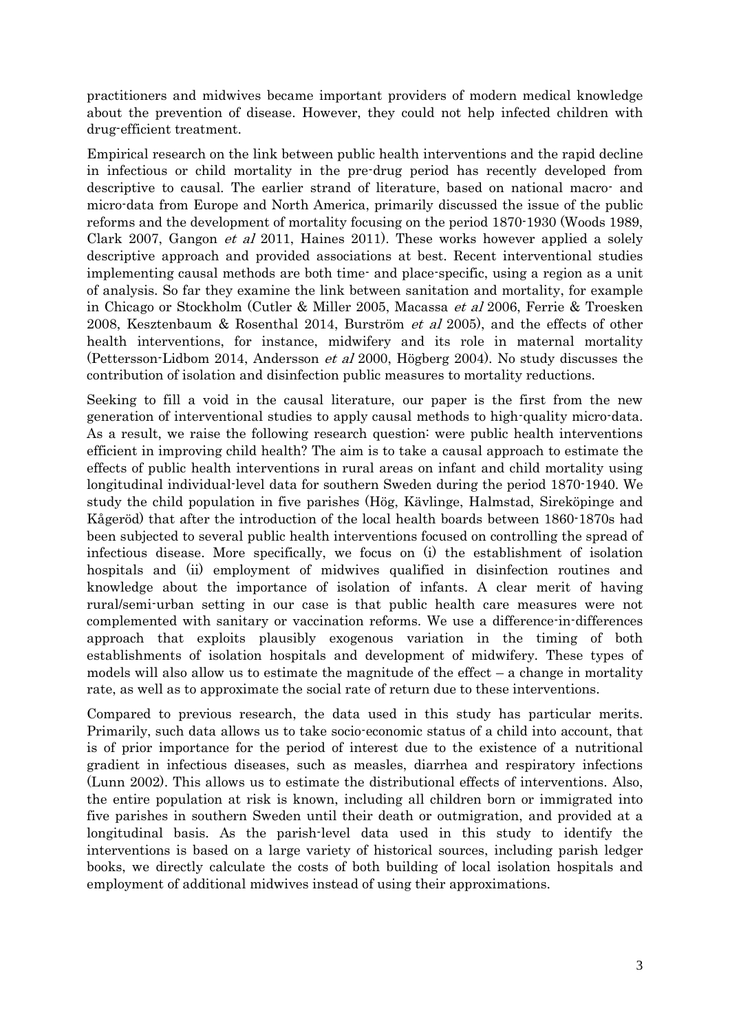practitioners and midwives became important providers of modern medical knowledge about the prevention of disease. However, they could not help infected children with drug-efficient treatment.

Empirical research on the link between public health interventions and the rapid decline in infectious or child mortality in the pre-drug period has recently developed from descriptive to causal. The earlier strand of literature, based on national macro- and micro-data from Europe and North America, primarily discussed the issue of the public reforms and the development of mortality focusing on the period 1870-1930 (Woods 1989, Clark 2007, Gangon *et al* 2011, Haines 2011). These works however applied a solely descriptive approach and provided associations at best. Recent interventional studies implementing causal methods are both time- and place-specific, using a region as a unit of analysis. So far they examine the link between sanitation and mortality, for example in Chicago or Stockholm (Cutler & Miller 2005, Macassa *et al* 2006, Ferrie & Troesken 2008, Kesztenbaum & Rosenthal 2014, Burström *et al* 2005), and the effects of other health interventions, for instance, midwifery and its role in maternal mortality (Pettersson-Lidbom 2014, Andersson *et al* 2000, Högberg 2004). No study discusses the contribution of isolation and disinfection public measures to mortality reductions.

Seeking to fill a void in the causal literature, our paper is the first from the new generation of interventional studies to apply causal methods to high-quality micro-data. As a result, we raise the following research question: were public health interventions efficient in improving child health? The aim is to take a causal approach to estimate the effects of public health interventions in rural areas on infant and child mortality using longitudinal individual-level data for southern Sweden during the period 1870-1940. We study the child population in five parishes (Hög, Kävlinge, Halmstad, Sireköpinge and Kågeröd) that after the introduction of the local health boards between 1860-1870s had been subjected to several public health interventions focused on controlling the spread of infectious disease. More specifically, we focus on (i) the establishment of isolation hospitals and (ii) employment of midwives qualified in disinfection routines and knowledge about the importance of isolation of infants. A clear merit of having rural/semi-urban setting in our case is that public health care measures were not complemented with sanitary or vaccination reforms. We use a difference-in-differences approach that exploits plausibly exogenous variation in the timing of both establishments of isolation hospitals and development of midwifery. These types of models will also allow us to estimate the magnitude of the effect – a change in mortality rate, as well as to approximate the social rate of return due to these interventions.

Compared to previous research, the data used in this study has particular merits. Primarily, such data allows us to take socio-economic status of a child into account, that is of prior importance for the period of interest due to the existence of a nutritional gradient in infectious diseases, such as measles, diarrhea and respiratory infections (Lunn 2002). This allows us to estimate the distributional effects of interventions. Also, the entire population at risk is known, including all children born or immigrated into five parishes in southern Sweden until their death or outmigration, and provided at a longitudinal basis. As the parish-level data used in this study to identify the interventions is based on a large variety of historical sources, including parish ledger books, we directly calculate the costs of both building of local isolation hospitals and employment of additional midwives instead of using their approximations.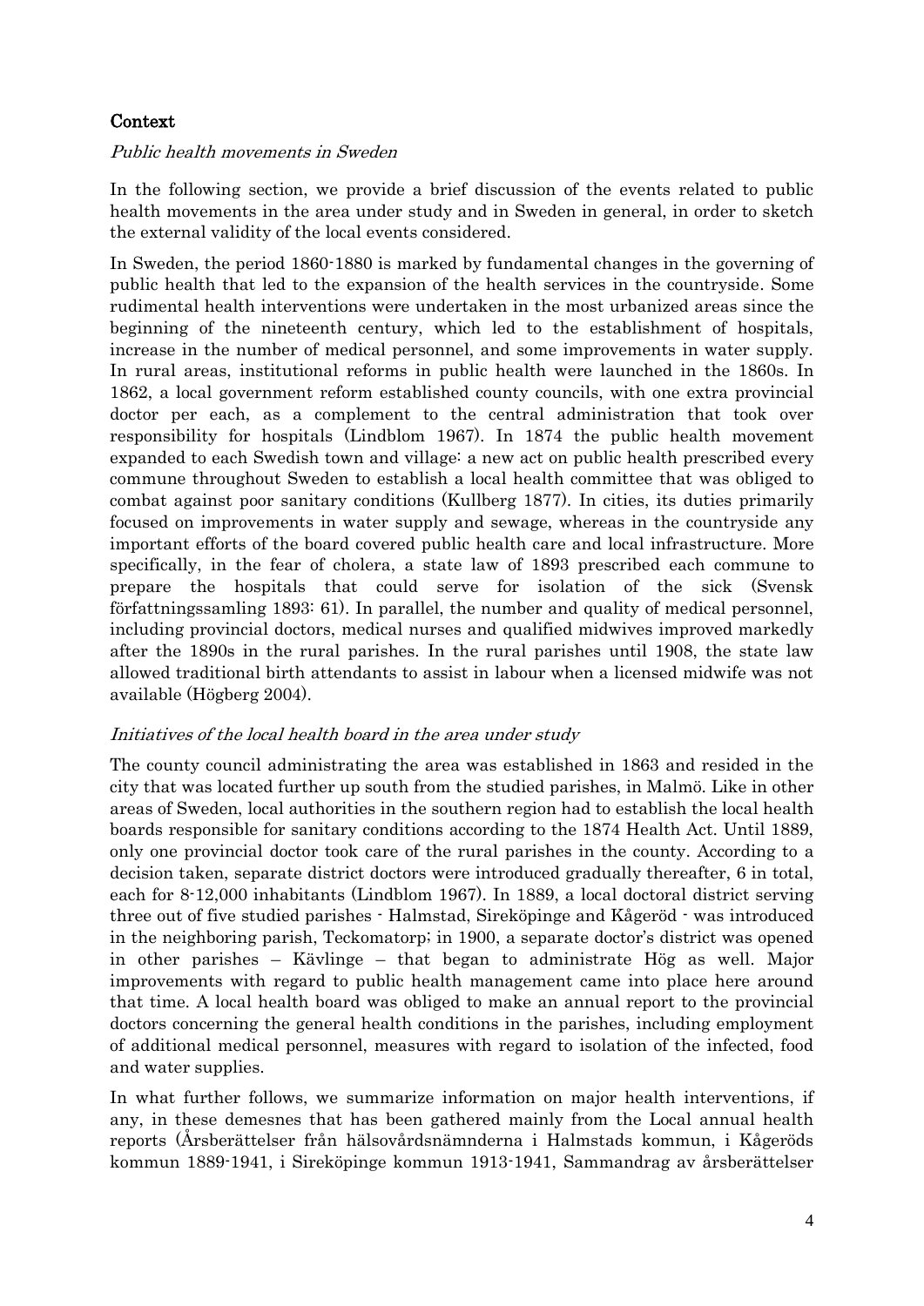## Context

### *Public health movements in Sweden*

In the following section, we provide a brief discussion of the events related to public health movements in the area under study and in Sweden in general, in order to sketch the external validity of the local events considered.

In Sweden, the period 1860-1880 is marked by fundamental changes in the governing of public health that led to the expansion of the health services in the countryside. Some rudimental health interventions were undertaken in the most urbanized areas since the beginning of the nineteenth century, which led to the establishment of hospitals, increase in the number of medical personnel, and some improvements in water supply. In rural areas, institutional reforms in public health were launched in the 1860s. In 1862, a local government reform established county councils, with one extra provincial doctor per each, as a complement to the central administration that took over responsibility for hospitals (Lindblom 1967). In 1874 the public health movement expanded to each Swedish town and village: a new act on public health prescribed every commune throughout Sweden to establish a local health committee that was obliged to combat against poor sanitary conditions (Kullberg 1877). In cities, its duties primarily focused on improvements in water supply and sewage, whereas in the countryside any important efforts of the board covered public health care and local infrastructure. More specifically, in the fear of cholera, a state law of 1893 prescribed each commune to prepare the hospitals that could serve for isolation of the sick (Svensk författningssamling 1893: 61). In parallel, the number and quality of medical personnel, including provincial doctors, medical nurses and qualified midwives improved markedly after the 1890s in the rural parishes. In the rural parishes until 1908, the state law allowed traditional birth attendants to assist in labour when a licensed midwife was not available (Högberg 2004).

### *Initiatives of the local health board in the area under study*

The county council administrating the area was established in 1863 and resided in the city that was located further up south from the studied parishes, in Malmö. Like in other areas of Sweden, local authorities in the southern region had to establish the local health boards responsible for sanitary conditions according to the 1874 Health Act. Until 1889, only one provincial doctor took care of the rural parishes in the county. According to a decision taken, separate district doctors were introduced gradually thereafter, 6 in total, each for 8-12,000 inhabitants (Lindblom 1967). In 1889, a local doctoral district serving three out of five studied parishes - Halmstad, Sireköpinge and Kågeröd - was introduced in the neighboring parish, Teckomatorp; in 1900, a separate doctor's district was opened in other parishes – Kävlinge – that began to administrate Hög as well. Major improvements with regard to public health management came into place here around that time. A local health board was obliged to make an annual report to the provincial doctors concerning the general health conditions in the parishes, including employment of additional medical personnel, measures with regard to isolation of the infected, food and water supplies.

In what further follows, we summarize information on major health interventions, if any, in these demesnes that has been gathered mainly from the Local annual health reports (Årsberättelser från hälsovårdsnämnderna i Halmstads kommun, i Kågeröds kommun 1889-1941, i Sireköpinge kommun 1913-1941, Sammandrag av årsberättelser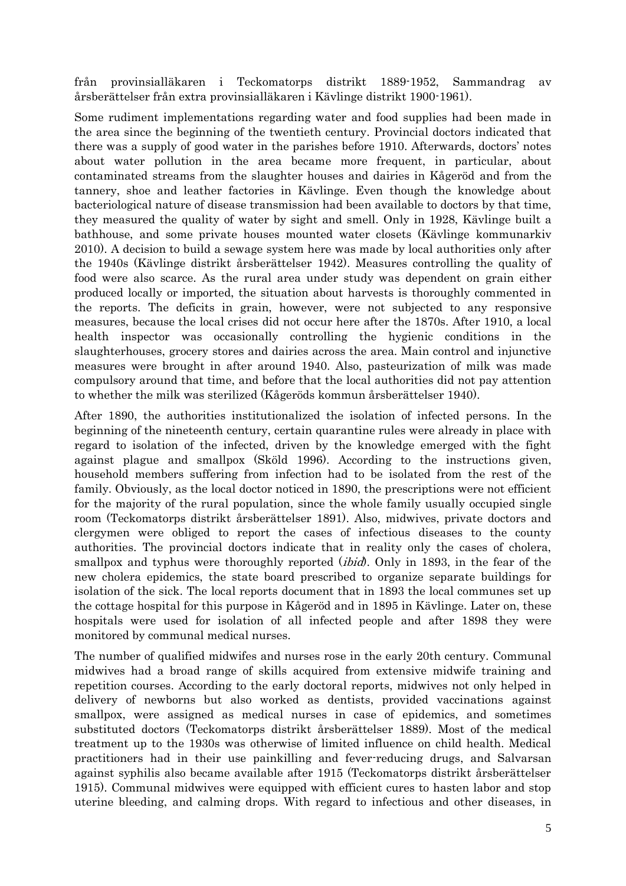från provinsialläkaren i Teckomatorps distrikt 1889-1952, Sammandrag av årsberättelser från extra provinsialläkaren i Kävlinge distrikt 1900-1961).

Some rudiment implementations regarding water and food supplies had been made in the area since the beginning of the twentieth century. Provincial doctors indicated that there was a supply of good water in the parishes before 1910. Afterwards, doctors' notes about water pollution in the area became more frequent, in particular, about contaminated streams from the slaughter houses and dairies in Kågeröd and from the tannery, shoe and leather factories in Kävlinge. Even though the knowledge about bacteriological nature of disease transmission had been available to doctors by that time, they measured the quality of water by sight and smell. Only in 1928, Kävlinge built a bathhouse, and some private houses mounted water closets (Kävlinge kommunarkiv 2010). A decision to build a sewage system here was made by local authorities only after the 1940s (Kävlinge distrikt årsberättelser 1942). Measures controlling the quality of food were also scarce. As the rural area under study was dependent on grain either produced locally or imported, the situation about harvests is thoroughly commented in the reports. The deficits in grain, however, were not subjected to any responsive measures, because the local crises did not occur here after the 1870s. After 1910, a local health inspector was occasionally controlling the hygienic conditions in the slaughterhouses, grocery stores and dairies across the area. Main control and injunctive measures were brought in after around 1940. Also, pasteurization of milk was made compulsory around that time, and before that the local authorities did not pay attention to whether the milk was sterilized (Kågeröds kommun årsberättelser 1940).

After 1890, the authorities institutionalized the isolation of infected persons. In the beginning of the nineteenth century, certain quarantine rules were already in place with regard to isolation of the infected, driven by the knowledge emerged with the fight against plague and smallpox (Sköld 1996). According to the instructions given, household members suffering from infection had to be isolated from the rest of the family. Obviously, as the local doctor noticed in 1890, the prescriptions were not efficient for the majority of the rural population, since the whole family usually occupied single room (Teckomatorps distrikt årsberättelser 1891). Also, midwives, private doctors and clergymen were obliged to report the cases of infectious diseases to the county authorities. The provincial doctors indicate that in reality only the cases of cholera, smallpox and typhus were thoroughly reported (*ibid*). Only in 1893, in the fear of the new cholera epidemics, the state board prescribed to organize separate buildings for isolation of the sick. The local reports document that in 1893 the local communes set up the cottage hospital for this purpose in Kågeröd and in 1895 in Kävlinge. Later on, these hospitals were used for isolation of all infected people and after 1898 they were monitored by communal medical nurses.

The number of qualified midwifes and nurses rose in the early 20th century. Communal midwives had a broad range of skills acquired from extensive midwife training and repetition courses. According to the early doctoral reports, midwives not only helped in delivery of newborns but also worked as dentists, provided vaccinations against smallpox, were assigned as medical nurses in case of epidemics, and sometimes substituted doctors (Teckomatorps distrikt årsberättelser 1889). Most of the medical treatment up to the 1930s was otherwise of limited influence on child health. Medical practitioners had in their use painkilling and fever-reducing drugs, and Salvarsan against syphilis also became available after 1915 (Teckomatorps distrikt årsberättelser 1915). Communal midwives were equipped with efficient cures to hasten labor and stop uterine bleeding, and calming drops. With regard to infectious and other diseases, in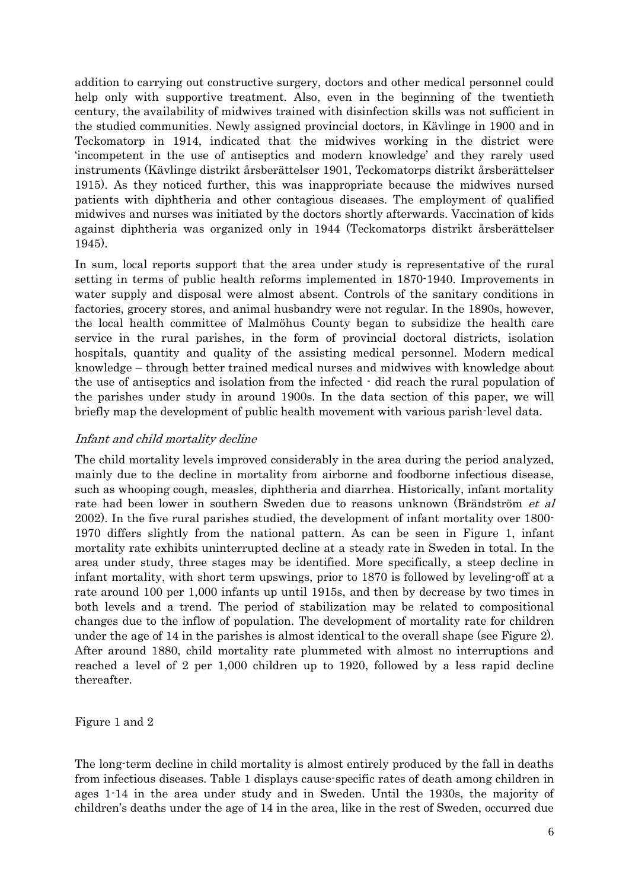addition to carrying out constructive surgery, doctors and other medical personnel could help only with supportive treatment. Also, even in the beginning of the twentieth century, the availability of midwives trained with disinfection skills was not sufficient in the studied communities. Newly assigned provincial doctors, in Kävlinge in 1900 and in Teckomatorp in 1914, indicated that the midwives working in the district were 'incompetent in the use of antiseptics and modern knowledge' and they rarely used instruments (Kävlinge distrikt årsberättelser 1901, Teckomatorps distrikt årsberättelser 1915). As they noticed further, this was inappropriate because the midwives nursed patients with diphtheria and other contagious diseases. The employment of qualified midwives and nurses was initiated by the doctors shortly afterwards. Vaccination of kids against diphtheria was organized only in 1944 (Teckomatorps distrikt årsberättelser 1945).

In sum, local reports support that the area under study is representative of the rural setting in terms of public health reforms implemented in 1870-1940. Improvements in water supply and disposal were almost absent. Controls of the sanitary conditions in factories, grocery stores, and animal husbandry were not regular. In the 1890s, however, the local health committee of Malmöhus County began to subsidize the health care service in the rural parishes, in the form of provincial doctoral districts, isolation hospitals, quantity and quality of the assisting medical personnel. Modern medical knowledge – through better trained medical nurses and midwives with knowledge about the use of antiseptics and isolation from the infected - did reach the rural population of the parishes under study in around 1900s. In the data section of this paper, we will briefly map the development of public health movement with various parish-level data.

### *Infant and child mortality decline*

The child mortality levels improved considerably in the area during the period analyzed, mainly due to the decline in mortality from airborne and foodborne infectious disease, such as whooping cough, measles, diphtheria and diarrhea. Historically, infant mortality rate had been lower in southern Sweden due to reasons unknown (Brändström *et al* 2002). In the five rural parishes studied, the development of infant mortality over 1800-1970 differs slightly from the national pattern. As can be seen in Figure 1, infant mortality rate exhibits uninterrupted decline at a steady rate in Sweden in total. In the area under study, three stages may be identified. More specifically, a steep decline in infant mortality, with short term upswings, prior to 1870 is followed by leveling-off at a rate around 100 per 1,000 infants up until 1915s, and then by decrease by two times in both levels and a trend. The period of stabilization may be related to compositional changes due to the inflow of population. The development of mortality rate for children under the age of 14 in the parishes is almost identical to the overall shape (see Figure 2). After around 1880, child mortality rate plummeted with almost no interruptions and reached a level of 2 per 1,000 children up to 1920, followed by a less rapid decline thereafter.

Figure 1 and 2

The long-term decline in child mortality is almost entirely produced by the fall in deaths from infectious diseases. Table 1 displays cause-specific rates of death among children in ages 1-14 in the area under study and in Sweden. Until the 1930s, the majority of children's deaths under the age of 14 in the area, like in the rest of Sweden, occurred due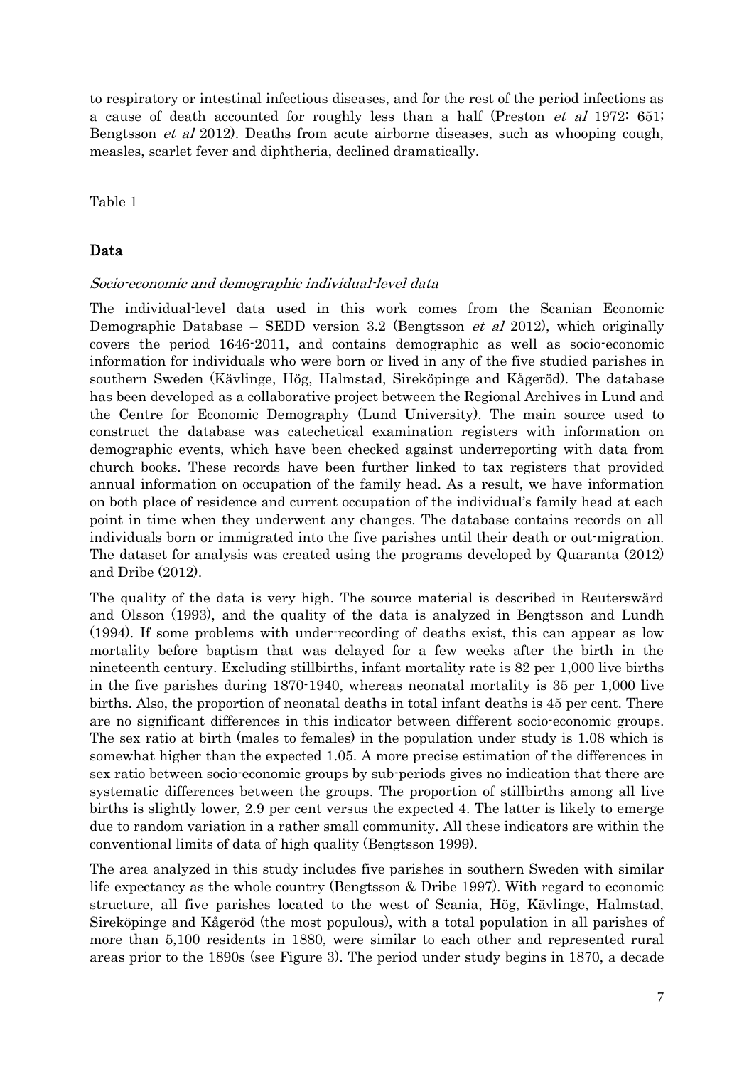to respiratory or intestinal infectious diseases, and for the rest of the period infections as a cause of death accounted for roughly less than a half (Preston *et al* 1972: 651; Bengtsson *et al* 2012). Deaths from acute airborne diseases, such as whooping cough, measles, scarlet fever and diphtheria, declined dramatically.

Table 1

## Data

### *Socio-economic and demographic individual-level data*

The individual-level data used in this work comes from the Scanian Economic Demographic Database – SEDD version 3.2 (Bengtsson *et al* 2012), which originally covers the period 1646-2011, and contains demographic as well as socio-economic information for individuals who were born or lived in any of the five studied parishes in southern Sweden (Kävlinge, Hög, Halmstad, Sireköpinge and Kågeröd). The database has been developed as a collaborative project between the Regional Archives in Lund and the Centre for Economic Demography (Lund University). The main source used to construct the database was catechetical examination registers with information on demographic events, which have been checked against underreporting with data from church books. These records have been further linked to tax registers that provided annual information on occupation of the family head. As a result, we have information on both place of residence and current occupation of the individual's family head at each point in time when they underwent any changes. The database contains records on all individuals born or immigrated into the five parishes until their death or out-migration. The dataset for analysis was created using the programs developed by Quaranta (2012) and Dribe (2012).

The quality of the data is very high. The source material is described in Reuterswärd and Olsson (1993), and the quality of the data is analyzed in Bengtsson and Lundh (1994). If some problems with under-recording of deaths exist, this can appear as low mortality before baptism that was delayed for a few weeks after the birth in the nineteenth century. Excluding stillbirths, infant mortality rate is 82 per 1,000 live births in the five parishes during 1870-1940, whereas neonatal mortality is 35 per 1,000 live births. Also, the proportion of neonatal deaths in total infant deaths is 45 per cent. There are no significant differences in this indicator between different socio-economic groups. The sex ratio at birth (males to females) in the population under study is 1.08 which is somewhat higher than the expected 1.05. A more precise estimation of the differences in sex ratio between socio-economic groups by sub-periods gives no indication that there are systematic differences between the groups. The proportion of stillbirths among all live births is slightly lower, 2.9 per cent versus the expected 4. The latter is likely to emerge due to random variation in a rather small community. All these indicators are within the conventional limits of data of high quality (Bengtsson 1999).

The area analyzed in this study includes five parishes in southern Sweden with similar life expectancy as the whole country (Bengtsson & Dribe 1997). With regard to economic structure, all five parishes located to the west of Scania, Hög, Kävlinge, Halmstad, Sireköpinge and Kågeröd (the most populous), with a total population in all parishes of more than 5,100 residents in 1880, were similar to each other and represented rural areas prior to the 1890s (see Figure 3). The period under study begins in 1870, a decade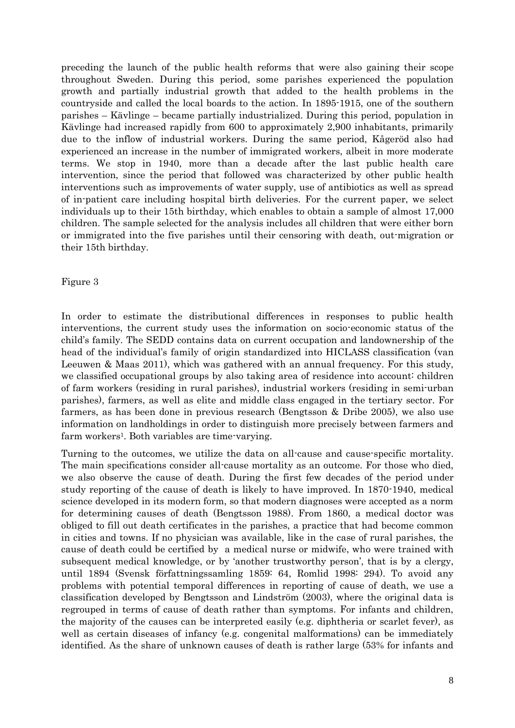preceding the launch of the public health reforms that were also gaining their scope throughout Sweden. During this period, some parishes experienced the population growth and partially industrial growth that added to the health problems in the countryside and called the local boards to the action. In 1895-1915, one of the southern parishes – Kävlinge – became partially industrialized. During this period, population in Kävlinge had increased rapidly from 600 to approximately 2,900 inhabitants, primarily due to the inflow of industrial workers. During the same period, Kågeröd also had experienced an increase in the number of immigrated workers, albeit in more moderate terms. We stop in 1940, more than a decade after the last public health care intervention, since the period that followed was characterized by other public health interventions such as improvements of water supply, use of antibiotics as well as spread of in-patient care including hospital birth deliveries. For the current paper, we select individuals up to their 15th birthday, which enables to obtain a sample of almost 17,000 children. The sample selected for the analysis includes all children that were either born or immigrated into the five parishes until their censoring with death, out-migration or their 15th birthday.

Figure 3

In order to estimate the distributional differences in responses to public health interventions, the current study uses the information on socio-economic status of the child's family. The SEDD contains data on current occupation and landownership of the head of the individual's family of origin standardized into HICLASS classification (van Leeuwen & Maas 2011), which was gathered with an annual frequency. For this study, we classified occupational groups by also taking area of residence into account: children of farm workers (residing in rural parishes), industrial workers (residing in semi-urban parishes), farmers, as well as elite and middle class engaged in the tertiary sector. For farmers, as has been done in previous research (Bengtsson & Dribe 2005), we also use information on landholdings in order to distinguish more precisely between farmers and farm workers[1]. Both variables are time-varying.

Turning to the outcomes, we utilize the data on all-cause and cause-specific mortality. The main specifications consider all-cause mortality as an outcome. For those who died, we also observe the cause of death. During the first few decades of the period under study reporting of the cause of death is likely to have improved. In 1870-1940, medical science developed in its modern form, so that modern diagnoses were accepted as a norm for determining causes of death (Bengtsson 1988). From 1860, a medical doctor was obliged to fill out death certificates in the parishes, a practice that had become common in cities and towns. If no physician was available, like in the case of rural parishes, the cause of death could be certified by a medical nurse or midwife, who were trained with subsequent medical knowledge, or by 'another trustworthy person', that is by a clergy, until 1894 (Svensk författningssamling 1859: 64, Romlid 1998: 294). To avoid any problems with potential temporal differences in reporting of cause of death, we use a classification developed by Bengtsson and Lindström (2003), where the original data is regrouped in terms of cause of death rather than symptoms. For infants and children, the majority of the causes can be interpreted easily (e.g. diphtheria or scarlet fever), as well as certain diseases of infancy (e.g. congenital malformations) can be immediately identified. As the share of unknown causes of death is rather large (53% for infants and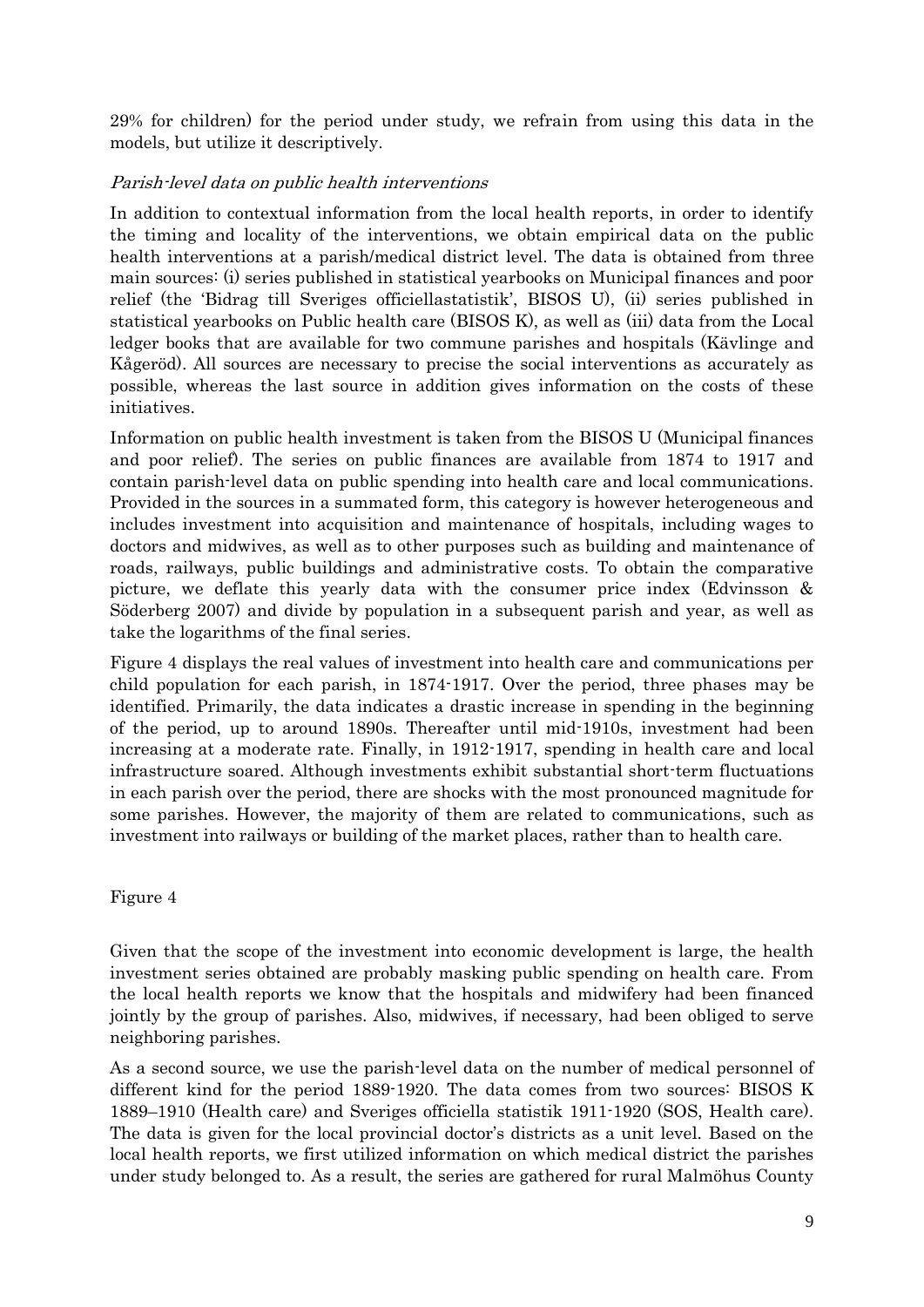29% for children) for the period under study, we refrain from using this data in the models, but utilize it descriptively.

### *Parish-level data on public health interventions*

In addition to contextual information from the local health reports, in order to identify the timing and locality of the interventions, we obtain empirical data on the public health interventions at a parish/medical district level. The data is obtained from three main sources: (i) series published in statistical yearbooks on Municipal finances and poor relief (the 'Bidrag till Sveriges officiellastatistik', BISOS U), (ii) series published in statistical yearbooks on Public health care (BISOS K), as well as (iii) data from the Local ledger books that are available for two commune parishes and hospitals (Kävlinge and Kågeröd). All sources are necessary to precise the social interventions as accurately as possible, whereas the last source in addition gives information on the costs of these initiatives.

Information on public health investment is taken from the BISOS U (Municipal finances and poor relief). The series on public finances are available from 1874 to 1917 and contain parish-level data on public spending into health care and local communications. Provided in the sources in a summated form, this category is however heterogeneous and includes investment into acquisition and maintenance of hospitals, including wages to doctors and midwives, as well as to other purposes such as building and maintenance of roads, railways, public buildings and administrative costs. To obtain the comparative picture, we deflate this yearly data with the consumer price index (Edvinsson & Söderberg 2007) and divide by population in a subsequent parish and year, as well as take the logarithms of the final series.

Figure 4 displays the real values of investment into health care and communications per child population for each parish, in 1874-1917. Over the period, three phases may be identified. Primarily, the data indicates a drastic increase in spending in the beginning of the period, up to around 1890s. Thereafter until mid-1910s, investment had been increasing at a moderate rate. Finally, in 1912-1917, spending in health care and local infrastructure soared. Although investments exhibit substantial short-term fluctuations in each parish over the period, there are shocks with the most pronounced magnitude for some parishes. However, the majority of them are related to communications, such as investment into railways or building of the market places, rather than to health care.

Figure 4

Given that the scope of the investment into economic development is large, the health investment series obtained are probably masking public spending on health care. From the local health reports we know that the hospitals and midwifery had been financed jointly by the group of parishes. Also, midwives, if necessary, had been obliged to serve neighboring parishes.

As a second source, we use the parish-level data on the number of medical personnel of different kind for the period 1889-1920. The data comes from two sources: BISOS K 1889–1910 (Health care) and Sveriges officiella statistik 1911-1920 (SOS, Health care). The data is given for the local provincial doctor's districts as a unit level. Based on the local health reports, we first utilized information on which medical district the parishes under study belonged to. As a result, the series are gathered for rural Malmöhus County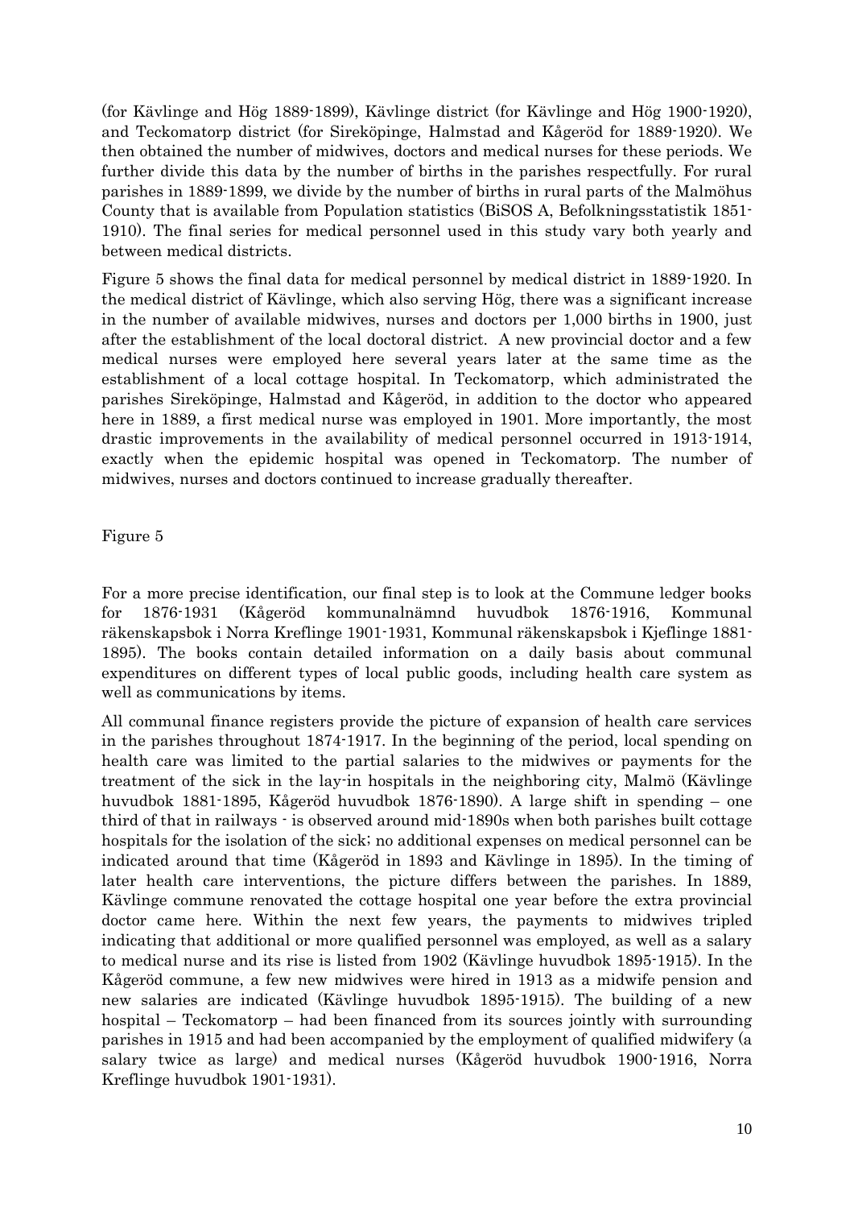(for Kävlinge and Hög 1889-1899), Kävlinge district (for Kävlinge and Hög 1900-1920), and Teckomatorp district (for Sireköpinge, Halmstad and Kågeröd for 1889-1920). We then obtained the number of midwives, doctors and medical nurses for these periods. We further divide this data by the number of births in the parishes respectfully. For rural parishes in 1889-1899, we divide by the number of births in rural parts of the Malmöhus County that is available from Population statistics (BiSOS A, Befolkningsstatistik 1851-1910). The final series for medical personnel used in this study vary both yearly and between medical districts.

Figure 5 shows the final data for medical personnel by medical district in 1889-1920. In the medical district of Kävlinge, which also serving Hög, there was a significant increase in the number of available midwives, nurses and doctors per 1,000 births in 1900, just after the establishment of the local doctoral district. A new provincial doctor and a few medical nurses were employed here several years later at the same time as the establishment of a local cottage hospital. In Teckomatorp, which administrated the parishes Sireköpinge, Halmstad and Kågeröd, in addition to the doctor who appeared here in 1889, a first medical nurse was employed in 1901. More importantly, the most drastic improvements in the availability of medical personnel occurred in 1913-1914, exactly when the epidemic hospital was opened in Teckomatorp. The number of midwives, nurses and doctors continued to increase gradually thereafter.

Figure 5

For a more precise identification, our final step is to look at the Commune ledger books for 1876-1931 (Kågeröd kommunalnämnd huvudbok 1876-1916, Kommunal räkenskapsbok i Norra Kreflinge 1901-1931, Kommunal räkenskapsbok i Kjeflinge 1881-1895). The books contain detailed information on a daily basis about communal expenditures on different types of local public goods, including health care system as well as communications by items.

All communal finance registers provide the picture of expansion of health care services in the parishes throughout 1874-1917. In the beginning of the period, local spending on health care was limited to the partial salaries to the midwives or payments for the treatment of the sick in the lay-in hospitals in the neighboring city, Malmö (Kävlinge huvudbok 1881-1895, Kågeröd huvudbok 1876-1890). A large shift in spending – one third of that in railways - is observed around mid-1890s when both parishes built cottage hospitals for the isolation of the sick; no additional expenses on medical personnel can be indicated around that time (Kågeröd in 1893 and Kävlinge in 1895). In the timing of later health care interventions, the picture differs between the parishes. In 1889, Kävlinge commune renovated the cottage hospital one year before the extra provincial doctor came here. Within the next few years, the payments to midwives tripled indicating that additional or more qualified personnel was employed, as well as a salary to medical nurse and its rise is listed from 1902 (Kävlinge huvudbok 1895-1915). In the Kågeröd commune, a few new midwives were hired in 1913 as a midwife pension and new salaries are indicated (Kävlinge huvudbok 1895-1915). The building of a new hospital – Teckomatorp – had been financed from its sources jointly with surrounding parishes in 1915 and had been accompanied by the employment of qualified midwifery (a salary twice as large) and medical nurses (Kågeröd huvudbok 1900-1916, Norra Kreflinge huvudbok 1901-1931).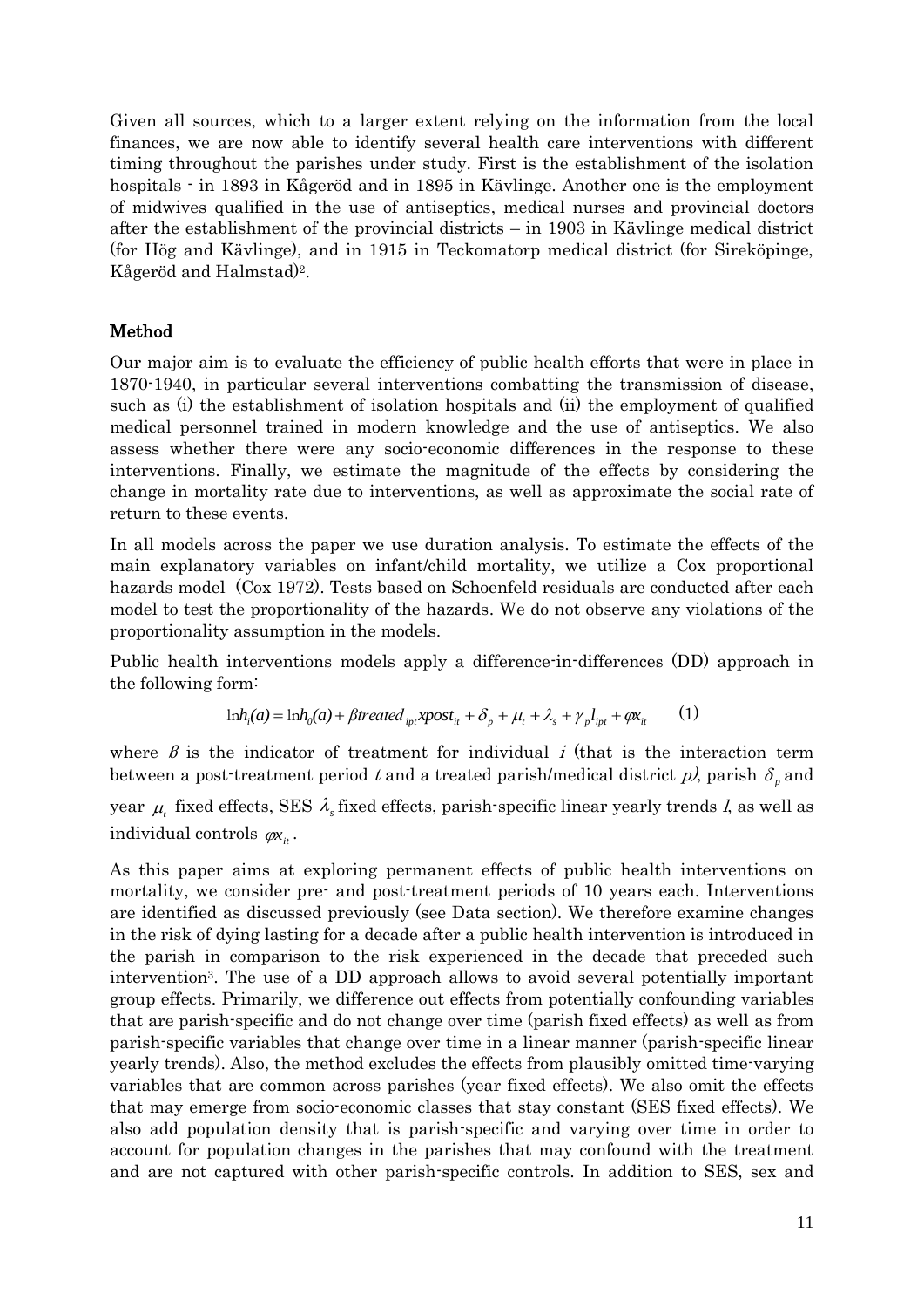Given all sources, which to a larger extent relying on the information from the local finances, we are now able to identify several health care interventions with different timing throughout the parishes under study. First is the establishment of the isolation hospitals - in 1893 in Kågeröd and in 1895 in Kävlinge. Another one is the employment of midwives qualified in the use of antiseptics, medical nurses and provincial doctors after the establishment of the provincial districts – in 1903 in Kävlinge medical district (for Hög and Kävlinge), and in 1915 in Teckomatorp medical district (for Sireköpinge, Kågeröd and Halmstad)[2].

## Method

Our major aim is to evaluate the efficiency of public health efforts that were in place in 1870-1940, in particular several interventions combatting the transmission of disease, such as (i) the establishment of isolation hospitals and (ii) the employment of qualified medical personnel trained in modern knowledge and the use of antiseptics. We also assess whether there were any socio-economic differences in the response to these interventions. Finally, we estimate the magnitude of the effects by considering the change in mortality rate due to interventions, as well as approximate the social rate of return to these events.

In all models across the paper we use duration analysis. To estimate the effects of the main explanatory variables on infant/child mortality, we utilize a Cox proportional hazards model (Cox 1972). Tests based on Schoenfeld residuals are conducted after each model to test the proportionality of the hazards. We do not observe any violations of the proportionality assumption in the models.

Public health interventions models apply a difference-in-differences (DD) approach in the following form:

$$\ln h_i(a) = \ln h_0(a) + \beta treated_{ipt} xpost_{it} + \delta_p + \mu_t + \lambda_s + \gamma_p l_{ipt} + \varphi x_{it} \qquad (1)$$

where $\beta$ is the indicator of treatment for individual $i$ (that is the interaction term between a post-treatment period $t$ and a treated parish/medical district $p$), parish $\delta_p$ and year $\mu_t$ fixed effects, SES $\lambda_s$ fixed effects, parish-specific linear yearly trends $l$, as well as individual controls $\varphi x_{it}$.

As this paper aims at exploring permanent effects of public health interventions on mortality, we consider pre- and post-treatment periods of 10 years each. Interventions are identified as discussed previously (see Data section). We therefore examine changes in the risk of dying lasting for a decade after a public health intervention is introduced in the parish in comparison to the risk experienced in the decade that preceded such intervention[3]. The use of a DD approach allows to avoid several potentially important group effects. Primarily, we difference out effects from potentially confounding variables that are parish-specific and do not change over time (parish fixed effects) as well as from parish-specific variables that change over time in a linear manner (parish-specific linear yearly trends). Also, the method excludes the effects from plausibly omitted time-varying variables that are common across parishes (year fixed effects). We also omit the effects that may emerge from socio-economic classes that stay constant (SES fixed effects). We also add population density that is parish-specific and varying over time in order to account for population changes in the parishes that may confound with the treatment and are not captured with other parish-specific controls. In addition to SES, sex and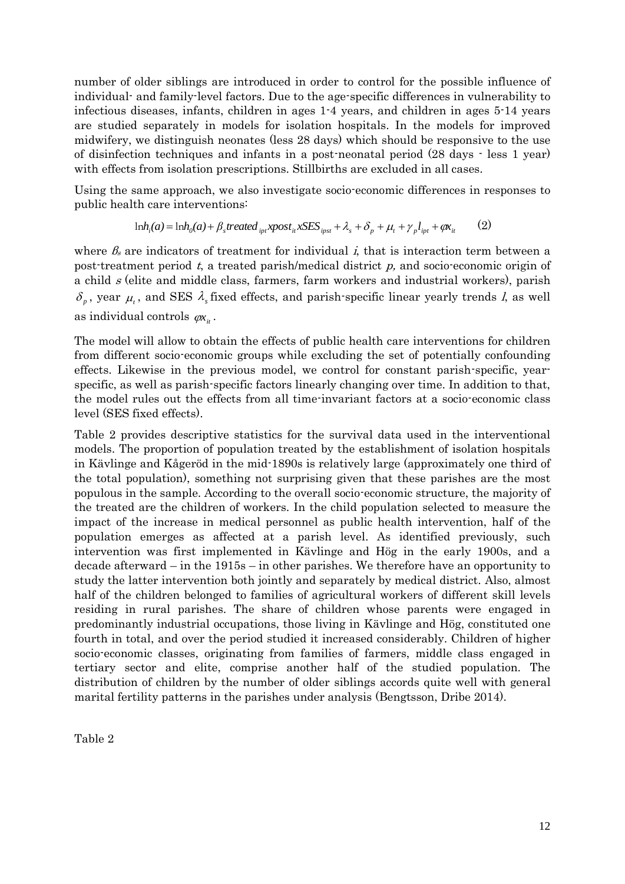number of older siblings are introduced in order to control for the possible influence of individual- and family-level factors. Due to the age-specific differences in vulnerability to infectious diseases, infants, children in ages 1-4 years, and children in ages 5-14 years are studied separately in models for isolation hospitals. In the models for improved midwifery, we distinguish neonates (less 28 days) which should be responsive to the use of disinfection techniques and infants in a post-neonatal period (28 days - less 1 year) with effects from isolation prescriptions. Stillbirths are excluded in all cases.

Using the same approach, we also investigate socio-economic differences in responses to public health care interventions:

$$\ln h_i(a) = \ln h_0(a) + \beta_s treated_{ipt} x post_{it} x SES_{ipst} + \lambda_s + \delta_p + \mu_t + \gamma_p l_{ipt} + \varphi x_{it} \qquad (2)$$

where $\beta_s$ are indicators of treatment for individual $i$, that is interaction term between a post-treatment period $t$, a treated parish/medical district $p$, and socio-economic origin of a child $s$ (elite and middle class, farmers, farm workers and industrial workers), parish $\delta_p$, year $\mu_t$, and SES $\lambda_s$ fixed effects, and parish-specific linear yearly trends $l$, as well as individual controls $\varphi x_{it}$.

The model will allow to obtain the effects of public health care interventions for children from different socio-economic groups while excluding the set of potentially confounding effects. Likewise in the previous model, we control for constant parish-specific, year-specific, as well as parish-specific factors linearly changing over time. In addition to that, the model rules out the effects from all time-invariant factors at a socio-economic class level (SES fixed effects).

Table 2 provides descriptive statistics for the survival data used in the interventional models. The proportion of population treated by the establishment of isolation hospitals in Kävlinge and Kågeröd in the mid-1890s is relatively large (approximately one third of the total population), something not surprising given that these parishes are the most populous in the sample. According to the overall socio-economic structure, the majority of the treated are the children of workers. In the child population selected to measure the impact of the increase in medical personnel as public health intervention, half of the population emerges as affected at a parish level. As identified previously, such intervention was first implemented in Kävlinge and Hög in the early 1900s, and a decade afterward – in the 1915s – in other parishes. We therefore have an opportunity to study the latter intervention both jointly and separately by medical district. Also, almost half of the children belonged to families of agricultural workers of different skill levels residing in rural parishes. The share of children whose parents were engaged in predominantly industrial occupations, those living in Kävlinge and Hög, constituted one fourth in total, and over the period studied it increased considerably. Children of higher socio-economic classes, originating from families of farmers, middle class engaged in tertiary sector and elite, comprise another half of the studied population. The distribution of children by the number of older siblings accords quite well with general marital fertility patterns in the parishes under analysis (Bengtsson, Dribe 2014).

Table 2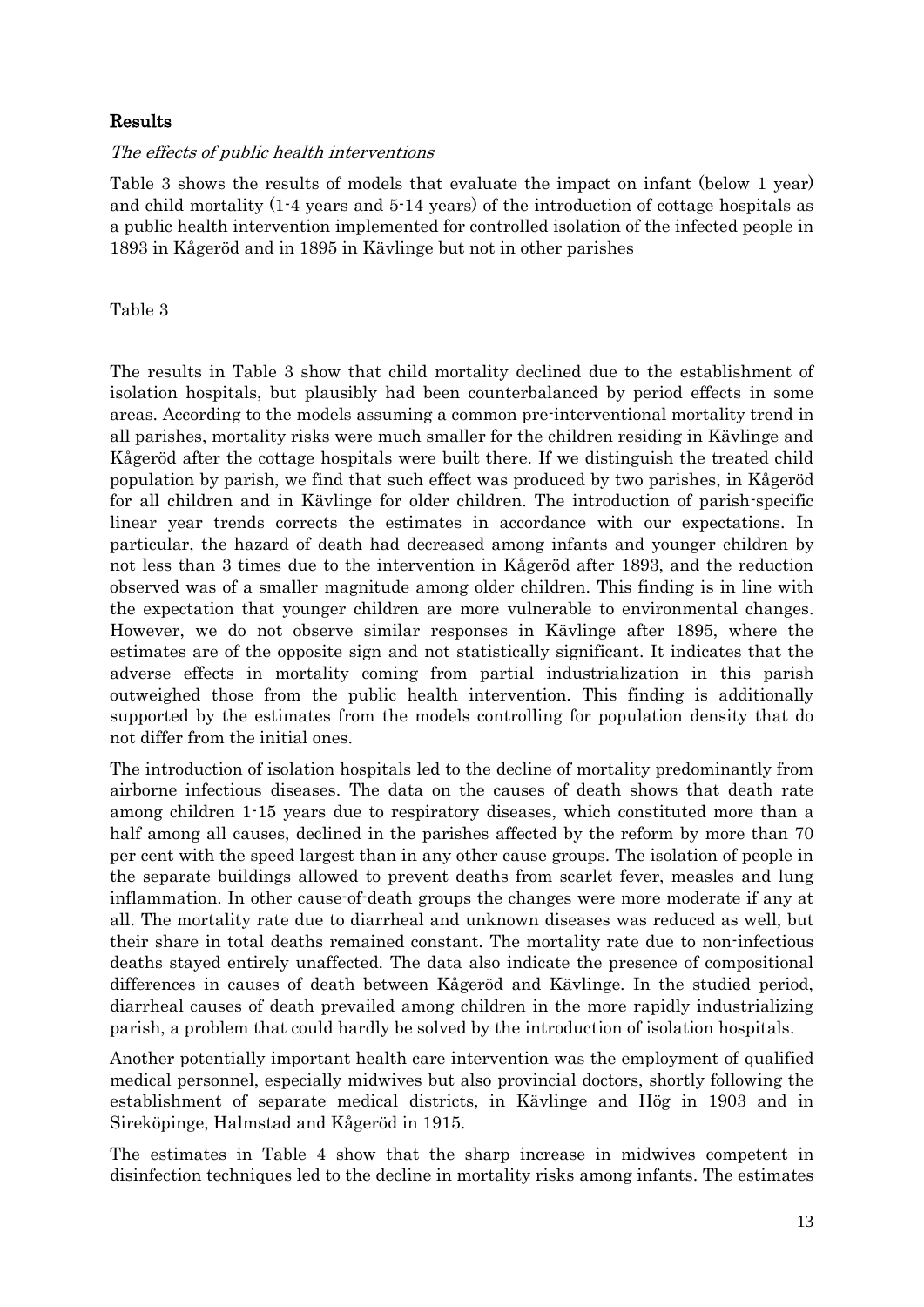## Results

### *The effects of public health interventions*

Table 3 shows the results of models that evaluate the impact on infant (below 1 year) and child mortality (1-4 years and 5-14 years) of the introduction of cottage hospitals as a public health intervention implemented for controlled isolation of the infected people in 1893 in Kågeröd and in 1895 in Kävlinge but not in other parishes

Table 3

The results in Table 3 show that child mortality declined due to the establishment of isolation hospitals, but plausibly had been counterbalanced by period effects in some areas. According to the models assuming a common pre-interventional mortality trend in all parishes, mortality risks were much smaller for the children residing in Kävlinge and Kågeröd after the cottage hospitals were built there. If we distinguish the treated child population by parish, we find that such effect was produced by two parishes, in Kågeröd for all children and in Kävlinge for older children. The introduction of parish-specific linear year trends corrects the estimates in accordance with our expectations. In particular, the hazard of death had decreased among infants and younger children by not less than 3 times due to the intervention in Kågeröd after 1893, and the reduction observed was of a smaller magnitude among older children. This finding is in line with the expectation that younger children are more vulnerable to environmental changes. However, we do not observe similar responses in Kävlinge after 1895, where the estimates are of the opposite sign and not statistically significant. It indicates that the adverse effects in mortality coming from partial industrialization in this parish outweighed those from the public health intervention. This finding is additionally supported by the estimates from the models controlling for population density that do not differ from the initial ones.

The introduction of isolation hospitals led to the decline of mortality predominantly from airborne infectious diseases. The data on the causes of death shows that death rate among children 1-15 years due to respiratory diseases, which constituted more than a half among all causes, declined in the parishes affected by the reform by more than 70 per cent with the speed largest than in any other cause groups. The isolation of people in the separate buildings allowed to prevent deaths from scarlet fever, measles and lung inflammation. In other cause-of-death groups the changes were more moderate if any at all. The mortality rate due to diarrheal and unknown diseases was reduced as well, but their share in total deaths remained constant. The mortality rate due to non-infectious deaths stayed entirely unaffected. The data also indicate the presence of compositional differences in causes of death between Kågeröd and Kävlinge. In the studied period, diarrheal causes of death prevailed among children in the more rapidly industrializing parish, a problem that could hardly be solved by the introduction of isolation hospitals.

Another potentially important health care intervention was the employment of qualified medical personnel, especially midwives but also provincial doctors, shortly following the establishment of separate medical districts, in Kävlinge and Hög in 1903 and in Sireköpinge, Halmstad and Kågeröd in 1915.

The estimates in Table 4 show that the sharp increase in midwives competent in disinfection techniques led to the decline in mortality risks among infants. The estimates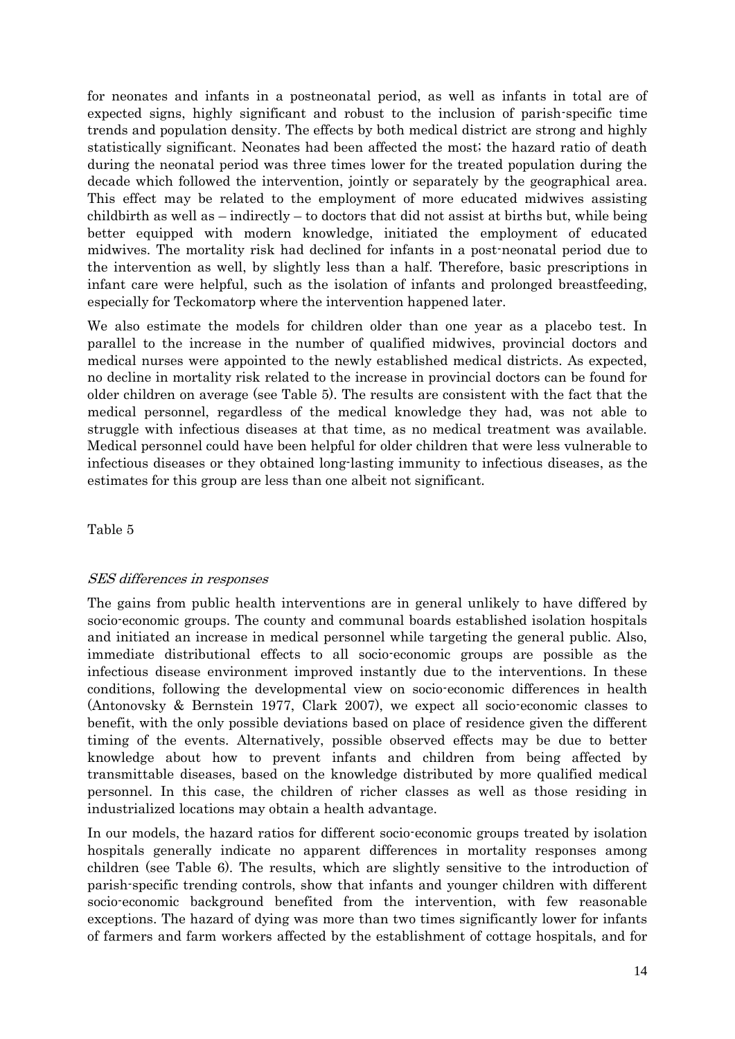for neonates and infants in a postneonatal period, as well as infants in total are of expected signs, highly significant and robust to the inclusion of parish-specific time trends and population density. The effects by both medical district are strong and highly statistically significant. Neonates had been affected the most; the hazard ratio of death during the neonatal period was three times lower for the treated population during the decade which followed the intervention, jointly or separately by the geographical area. This effect may be related to the employment of more educated midwives assisting childbirth as well as – indirectly – to doctors that did not assist at births but, while being better equipped with modern knowledge, initiated the employment of educated midwives. The mortality risk had declined for infants in a post-neonatal period due to the intervention as well, by slightly less than a half. Therefore, basic prescriptions in infant care were helpful, such as the isolation of infants and prolonged breastfeeding, especially for Teckomatorp where the intervention happened later.

We also estimate the models for children older than one year as a placebo test. In parallel to the increase in the number of qualified midwives, provincial doctors and medical nurses were appointed to the newly established medical districts. As expected, no decline in mortality risk related to the increase in provincial doctors can be found for older children on average (see Table 5). The results are consistent with the fact that the medical personnel, regardless of the medical knowledge they had, was not able to struggle with infectious diseases at that time, as no medical treatment was available. Medical personnel could have been helpful for older children that were less vulnerable to infectious diseases or they obtained long-lasting immunity to infectious diseases, as the estimates for this group are less than one albeit not significant.

Table 5

*SES differences in responses*

The gains from public health interventions are in general unlikely to have differed by socio-economic groups. The county and communal boards established isolation hospitals and initiated an increase in medical personnel while targeting the general public. Also, immediate distributional effects to all socio-economic groups are possible as the infectious disease environment improved instantly due to the interventions. In these conditions, following the developmental view on socio-economic differences in health (Antonovsky & Bernstein 1977, Clark 2007), we expect all socio-economic classes to benefit, with the only possible deviations based on place of residence given the different timing of the events. Alternatively, possible observed effects may be due to better knowledge about how to prevent infants and children from being affected by transmittable diseases, based on the knowledge distributed by more qualified medical personnel. In this case, the children of richer classes as well as those residing in industrialized locations may obtain a health advantage.

In our models, the hazard ratios for different socio-economic groups treated by isolation hospitals generally indicate no apparent differences in mortality responses among children (see Table 6). The results, which are slightly sensitive to the introduction of parish-specific trending controls, show that infants and younger children with different socio-economic background benefited from the intervention, with few reasonable exceptions. The hazard of dying was more than two times significantly lower for infants of farmers and farm workers affected by the establishment of cottage hospitals, and for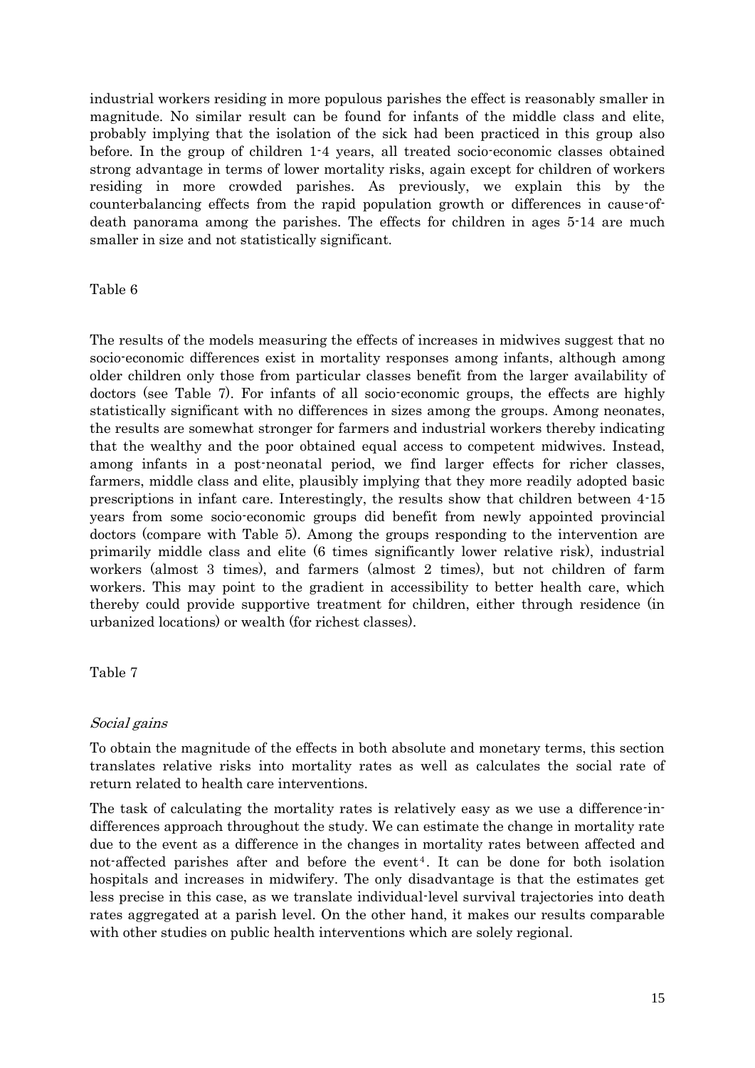industrial workers residing in more populous parishes the effect is reasonably smaller in magnitude. No similar result can be found for infants of the middle class and elite, probably implying that the isolation of the sick had been practiced in this group also before. In the group of children 1-4 years, all treated socio-economic classes obtained strong advantage in terms of lower mortality risks, again except for children of workers residing in more crowded parishes. As previously, we explain this by the counterbalancing effects from the rapid population growth or differences in cause-of-death panorama among the parishes. The effects for children in ages 5-14 are much smaller in size and not statistically significant.

Table 6

The results of the models measuring the effects of increases in midwives suggest that no socio-economic differences exist in mortality responses among infants, although among older children only those from particular classes benefit from the larger availability of doctors (see Table 7). For infants of all socio-economic groups, the effects are highly statistically significant with no differences in sizes among the groups. Among neonates, the results are somewhat stronger for farmers and industrial workers thereby indicating that the wealthy and the poor obtained equal access to competent midwives. Instead, among infants in a post-neonatal period, we find larger effects for richer classes, farmers, middle class and elite, plausibly implying that they more readily adopted basic prescriptions in infant care. Interestingly, the results show that children between 4-15 years from some socio-economic groups did benefit from newly appointed provincial doctors (compare with Table 5). Among the groups responding to the intervention are primarily middle class and elite (6 times significantly lower relative risk), industrial workers (almost 3 times), and farmers (almost 2 times), but not children of farm workers. This may point to the gradient in accessibility to better health care, which thereby could provide supportive treatment for children, either through residence (in urbanized locations) or wealth (for richest classes).

Table 7

*Social gains*

To obtain the magnitude of the effects in both absolute and monetary terms, this section translates relative risks into mortality rates as well as calculates the social rate of return related to health care interventions.

The task of calculating the mortality rates is relatively easy as we use a difference-in-differences approach throughout the study. We can estimate the change in mortality rate due to the event as a difference in the changes in mortality rates between affected and not-affected parishes after and before the event[4]. It can be done for both isolation hospitals and increases in midwifery. The only disadvantage is that the estimates get less precise in this case, as we translate individual-level survival trajectories into death rates aggregated at a parish level. On the other hand, it makes our results comparable with other studies on public health interventions which are solely regional.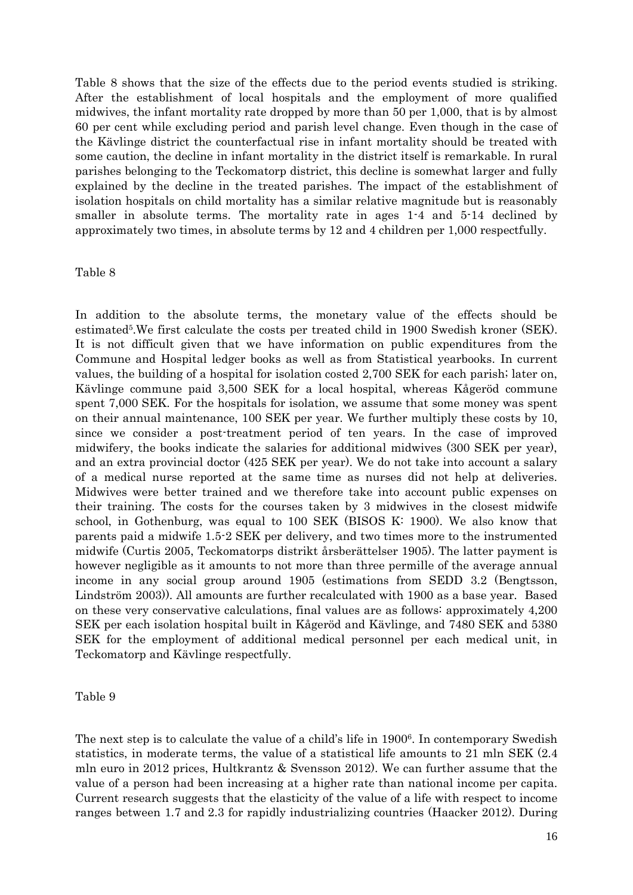Table 8 shows that the size of the effects due to the period events studied is striking. After the establishment of local hospitals and the employment of more qualified midwives, the infant mortality rate dropped by more than 50 per 1,000, that is by almost 60 per cent while excluding period and parish level change. Even though in the case of the Kävlinge district the counterfactual rise in infant mortality should be treated with some caution, the decline in infant mortality in the district itself is remarkable. In rural parishes belonging to the Teckomatorp district, this decline is somewhat larger and fully explained by the decline in the treated parishes. The impact of the establishment of isolation hospitals on child mortality has a similar relative magnitude but is reasonably smaller in absolute terms. The mortality rate in ages 1-4 and 5-14 declined by approximately two times, in absolute terms by 12 and 4 children per 1,000 respectfully.

Table 8

In addition to the absolute terms, the monetary value of the effects should be estimated[5].We first calculate the costs per treated child in 1900 Swedish kroner (SEK). It is not difficult given that we have information on public expenditures from the Commune and Hospital ledger books as well as from Statistical yearbooks. In current values, the building of a hospital for isolation costed 2,700 SEK for each parish; later on, Kävlinge commune paid 3,500 SEK for a local hospital, whereas Kågeröd commune spent 7,000 SEK. For the hospitals for isolation, we assume that some money was spent on their annual maintenance, 100 SEK per year. We further multiply these costs by 10, since we consider a post-treatment period of ten years. In the case of improved midwifery, the books indicate the salaries for additional midwives (300 SEK per year), and an extra provincial doctor (425 SEK per year). We do not take into account a salary of a medical nurse reported at the same time as nurses did not help at deliveries. Midwives were better trained and we therefore take into account public expenses on their training. The costs for the courses taken by 3 midwives in the closest midwife school, in Gothenburg, was equal to 100 SEK (BISOS K: 1900). We also know that parents paid a midwife 1.5-2 SEK per delivery, and two times more to the instrumented midwife (Curtis 2005, Teckomatorps distrikt årsberättelser 1905). The latter payment is however negligible as it amounts to not more than three permille of the average annual income in any social group around 1905 (estimations from SEDD 3.2 (Bengtsson, Lindström 2003)). All amounts are further recalculated with 1900 as a base year. Based on these very conservative calculations, final values are as follows: approximately 4,200 SEK per each isolation hospital built in Kågeröd and Kävlinge, and 7480 SEK and 5380 SEK for the employment of additional medical personnel per each medical unit, in Teckomatorp and Kävlinge respectfully.

Table 9

The next step is to calculate the value of a child's life in 1900[6]. In contemporary Swedish statistics, in moderate terms, the value of a statistical life amounts to 21 mln SEK (2.4 mln euro in 2012 prices, Hultkrantz & Svensson 2012). We can further assume that the value of a person had been increasing at a higher rate than national income per capita. Current research suggests that the elasticity of the value of a life with respect to income ranges between 1.7 and 2.3 for rapidly industrializing countries (Haacker 2012). During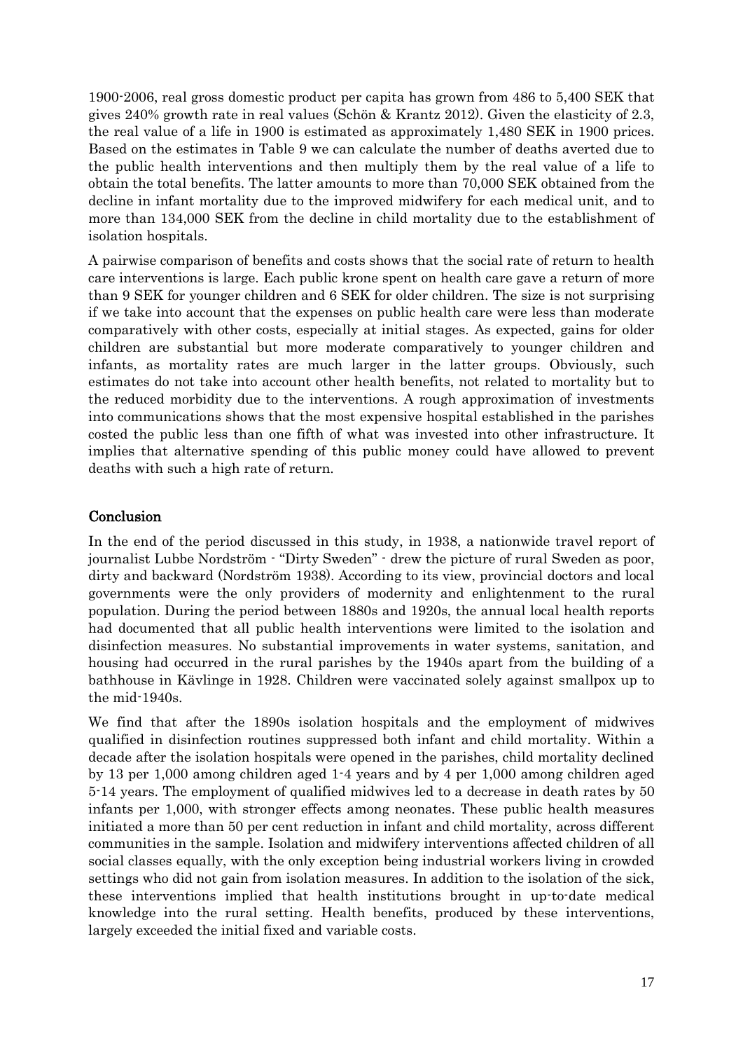1900-2006, real gross domestic product per capita has grown from 486 to 5,400 SEK that gives 240% growth rate in real values (Schön & Krantz 2012). Given the elasticity of 2.3, the real value of a life in 1900 is estimated as approximately 1,480 SEK in 1900 prices. Based on the estimates in Table 9 we can calculate the number of deaths averted due to the public health interventions and then multiply them by the real value of a life to obtain the total benefits. The latter amounts to more than 70,000 SEK obtained from the decline in infant mortality due to the improved midwifery for each medical unit, and to more than 134,000 SEK from the decline in child mortality due to the establishment of isolation hospitals.

A pairwise comparison of benefits and costs shows that the social rate of return to health care interventions is large. Each public krone spent on health care gave a return of more than 9 SEK for younger children and 6 SEK for older children. The size is not surprising if we take into account that the expenses on public health care were less than moderate comparatively with other costs, especially at initial stages. As expected, gains for older children are substantial but more moderate comparatively to younger children and infants, as mortality rates are much larger in the latter groups. Obviously, such estimates do not take into account other health benefits, not related to mortality but to the reduced morbidity due to the interventions. A rough approximation of investments into communications shows that the most expensive hospital established in the parishes costed the public less than one fifth of what was invested into other infrastructure. It implies that alternative spending of this public money could have allowed to prevent deaths with such a high rate of return.

## Conclusion

In the end of the period discussed in this study, in 1938, a nationwide travel report of journalist Lubbe Nordström - "Dirty Sweden" - drew the picture of rural Sweden as poor, dirty and backward (Nordström 1938). According to its view, provincial doctors and local governments were the only providers of modernity and enlightenment to the rural population. During the period between 1880s and 1920s, the annual local health reports had documented that all public health interventions were limited to the isolation and disinfection measures. No substantial improvements in water systems, sanitation, and housing had occurred in the rural parishes by the 1940s apart from the building of a bathhouse in Kävlinge in 1928. Children were vaccinated solely against smallpox up to the mid-1940s.

We find that after the 1890s isolation hospitals and the employment of midwives qualified in disinfection routines suppressed both infant and child mortality. Within a decade after the isolation hospitals were opened in the parishes, child mortality declined by 13 per 1,000 among children aged 1-4 years and by 4 per 1,000 among children aged 5-14 years. The employment of qualified midwives led to a decrease in death rates by 50 infants per 1,000, with stronger effects among neonates. These public health measures initiated a more than 50 per cent reduction in infant and child mortality, across different communities in the sample. Isolation and midwifery interventions affected children of all social classes equally, with the only exception being industrial workers living in crowded settings who did not gain from isolation measures. In addition to the isolation of the sick, these interventions implied that health institutions brought in up-to-date medical knowledge into the rural setting. Health benefits, produced by these interventions, largely exceeded the initial fixed and variable costs.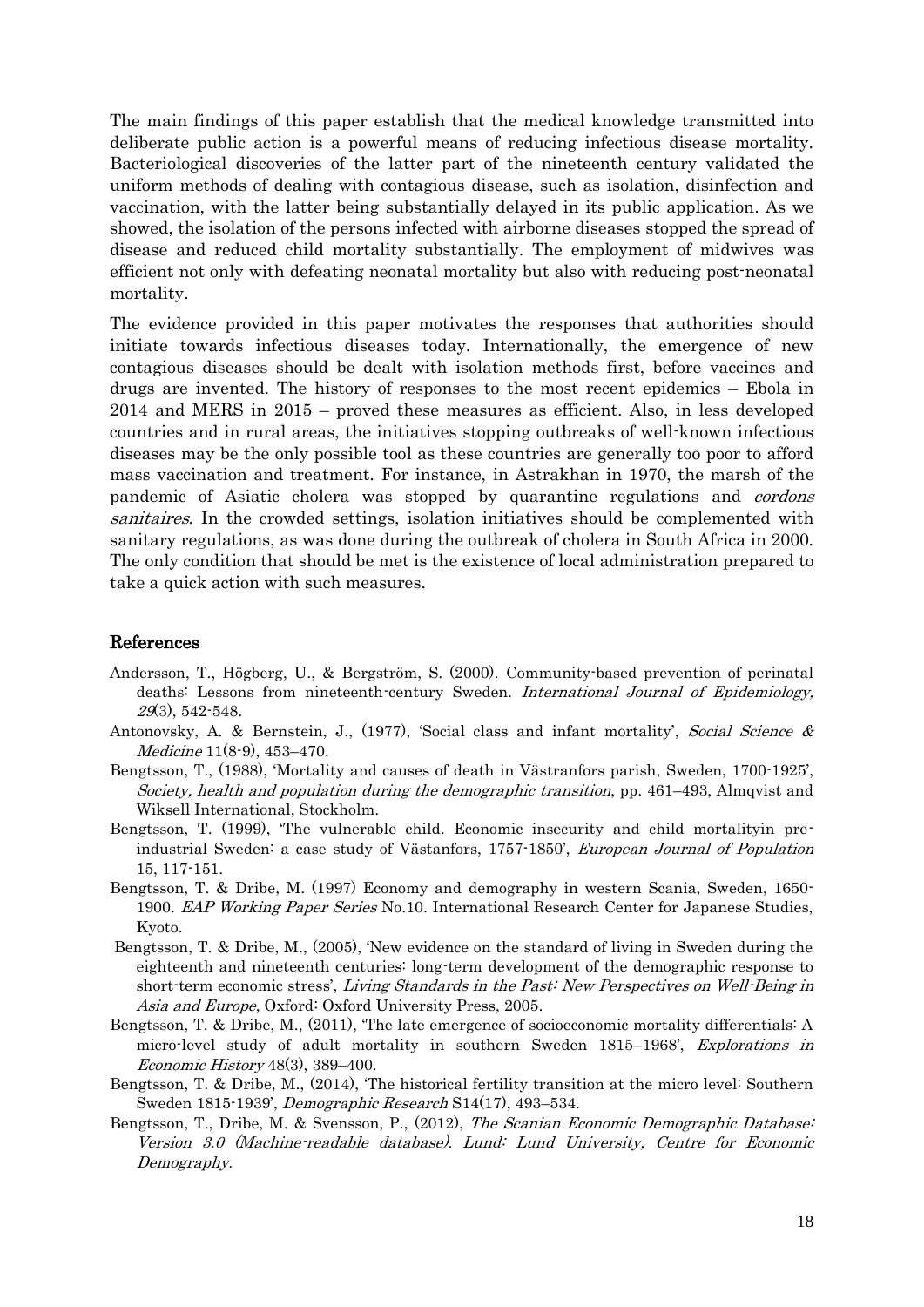The main findings of this paper establish that the medical knowledge transmitted into deliberate public action is a powerful means of reducing infectious disease mortality. Bacteriological discoveries of the latter part of the nineteenth century validated the uniform methods of dealing with contagious disease, such as isolation, disinfection and vaccination, with the latter being substantially delayed in its public application. As we showed, the isolation of the persons infected with airborne diseases stopped the spread of disease and reduced child mortality substantially. The employment of midwives was efficient not only with defeating neonatal mortality but also with reducing post-neonatal mortality.

The evidence provided in this paper motivates the responses that authorities should initiate towards infectious diseases today. Internationally, the emergence of new contagious diseases should be dealt with isolation methods first, before vaccines and drugs are invented. The history of responses to the most recent epidemics – Ebola in 2014 and MERS in 2015 – proved these measures as efficient. Also, in less developed countries and in rural areas, the initiatives stopping outbreaks of well-known infectious diseases may be the only possible tool as these countries are generally too poor to afford mass vaccination and treatment. For instance, in Astrakhan in 1970, the marsh of the pandemic of Asiatic cholera was stopped by quarantine regulations and *cordons sanitaires*. In the crowded settings, isolation initiatives should be complemented with sanitary regulations, as was done during the outbreak of cholera in South Africa in 2000. The only condition that should be met is the existence of local administration prepared to take a quick action with such measures.

## References

Andersson, T., Högberg, U., & Bergström, S. (2000). Community-based prevention of perinatal deaths: Lessons from nineteenth-century Sweden. *International Journal of Epidemiology, 29*(3), 542-548.

Antonovsky, A. & Bernstein, J., (1977), 'Social class and infant mortality', *Social Science & Medicine* 11(8-9), 453–470.

Bengtsson, T., (1988), 'Mortality and causes of death in Västranfors parish, Sweden, 1700-1925', *Society, health and population during the demographic transition*, pp. 461–493, Almqvist and Wiksell International, Stockholm.

Bengtsson, T. (1999), 'The vulnerable child. Economic insecurity and child mortalityin pre-industrial Sweden: a case study of Västanfors, 1757-1850', *European Journal of Population* 15, 117-151.

Bengtsson, T. & Dribe, M. (1997) Economy and demography in western Scania, Sweden, 1650-1900. *EAP Working Paper Series* No.10. International Research Center for Japanese Studies, Kyoto.

Bengtsson, T. & Dribe, M., (2005), 'New evidence on the standard of living in Sweden during the eighteenth and nineteenth centuries: long-term development of the demographic response to short-term economic stress', *Living Standards in the Past: New Perspectives on Well-Being in Asia and Europe*, Oxford: Oxford University Press, 2005.

Bengtsson, T. & Dribe, M., (2011), 'The late emergence of socioeconomic mortality differentials: A micro-level study of adult mortality in southern Sweden 1815–1968', *Explorations in Economic History* 48(3), 389–400.

Bengtsson, T. & Dribe, M., (2014), 'The historical fertility transition at the micro level: Southern Sweden 1815-1939', *Demographic Research* S14(17), 493–534.

Bengtsson, T., Dribe, M. & Svensson, P., (2012), *The Scanian Economic Demographic Database: Version 3.0 (Machine-readable database). Lund: Lund University, Centre for Economic Demography.*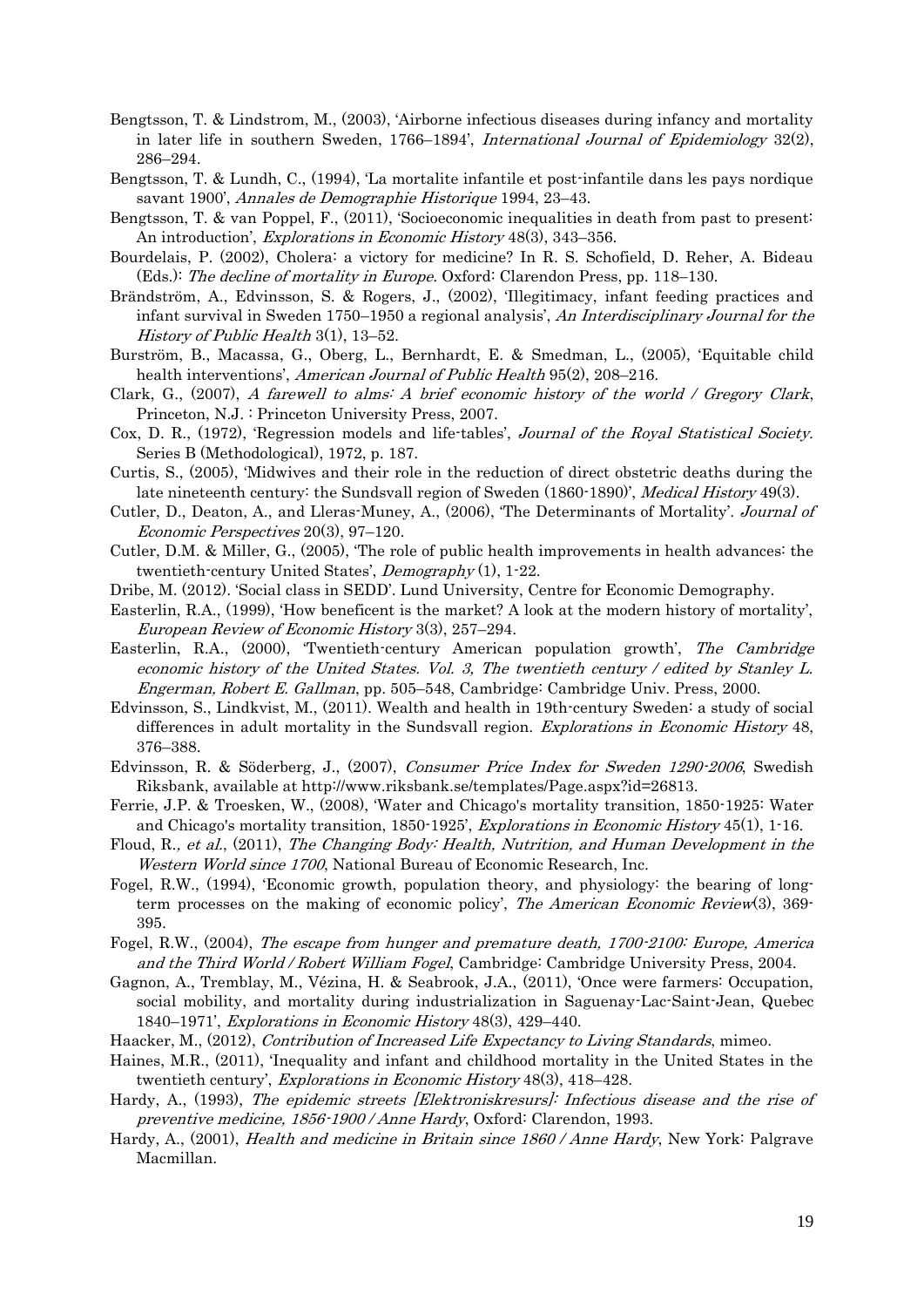Bengtsson, T. & Lindstrom, M., (2003), 'Airborne infectious diseases during infancy and mortality in later life in southern Sweden, 1766–1894', *International Journal of Epidemiology* 32(2), 286–294.

Bengtsson, T. & Lundh, C., (1994), 'La mortalite infantile et post-infantile dans les pays nordique savant 1900', *Annales de Demographie Historique* 1994, 23–43.

Bengtsson, T. & van Poppel, F., (2011), 'Socioeconomic inequalities in death from past to present: An introduction', *Explorations in Economic History* 48(3), 343–356.

Bourdelais, P. (2002), Cholera: a victory for medicine? In R. S. Schofield, D. Reher, A. Bideau (Eds.): *The decline of mortality in Europe*. Oxford: Clarendon Press, pp. 118–130.

Brändström, A., Edvinsson, S. & Rogers, J., (2002), 'Illegitimacy, infant feeding practices and infant survival in Sweden 1750–1950 a regional analysis', *An Interdisciplinary Journal for the History of Public Health* 3(1), 13–52.

Burström, B., Macassa, G., Oberg, L., Bernhardt, E. & Smedman, L., (2005), 'Equitable child health interventions', *American Journal of Public Health* 95(2), 208–216.

Clark, G., (2007), *A farewell to alms: A brief economic history of the world / Gregory Clark*, Princeton, N.J. : Princeton University Press, 2007.

Cox, D. R., (1972), 'Regression models and life-tables', *Journal of the Royal Statistical Society.* Series B (Methodological), 1972, p. 187.

Curtis, S., (2005), 'Midwives and their role in the reduction of direct obstetric deaths during the late nineteenth century: the Sundsvall region of Sweden (1860-1890)', *Medical History* 49(3).

Cutler, D., Deaton, A., and Lleras-Muney, A., (2006), 'The Determinants of Mortality'. *Journal of Economic Perspectives* 20(3), 97–120.

Cutler, D.M. & Miller, G., (2005), 'The role of public health improvements in health advances: the twentieth-century United States', *Demography* (1), 1-22.

Dribe, M. (2012). 'Social class in SEDD'. Lund University, Centre for Economic Demography.

Easterlin, R.A., (1999), 'How beneficent is the market? A look at the modern history of mortality', *European Review of Economic History* 3(3), 257–294.

Easterlin, R.A., (2000), 'Twentieth-century American population growth', *The Cambridge economic history of the United States. Vol. 3, The twentieth century / edited by Stanley L. Engerman, Robert E. Gallman*, pp. 505–548, Cambridge: Cambridge Univ. Press, 2000.

Edvinsson, S., Lindkvist, M., (2011). Wealth and health in 19th-century Sweden: a study of social differences in adult mortality in the Sundsvall region. *Explorations in Economic History* 48, 376–388.

Edvinsson, R. & Söderberg, J., (2007), *Consumer Price Index for Sweden 1290-2006*, Swedish Riksbank, available at http://www.riksbank.se/templates/Page.aspx?id=26813.

Ferrie, J.P. & Troesken, W., (2008), 'Water and Chicago's mortality transition, 1850-1925: Water and Chicago's mortality transition, 1850-1925', *Explorations in Economic History* 45(1), 1-16.

Floud, R., *et al.*, (2011), *The Changing Body: Health, Nutrition, and Human Development in the Western World since 1700*, National Bureau of Economic Research, Inc.

Fogel, R.W., (1994), 'Economic growth, population theory, and physiology: the bearing of long-term processes on the making of economic policy', *The American Economic Review*(3), 369-395.

Fogel, R.W., (2004), *The escape from hunger and premature death, 1700-2100: Europe, America and the Third World / Robert William Fogel*, Cambridge: Cambridge University Press, 2004.

Gagnon, A., Tremblay, M., Vézina, H. & Seabrook, J.A., (2011), 'Once were farmers: Occupation, social mobility, and mortality during industrialization in Saguenay-Lac-Saint-Jean, Quebec 1840–1971', *Explorations in Economic History* 48(3), 429–440.

Haacker, M., (2012), *Contribution of Increased Life Expectancy to Living Standards*, mimeo.

Haines, M.R., (2011), 'Inequality and infant and childhood mortality in the United States in the twentieth century', *Explorations in Economic History* 48(3), 418–428.

Hardy, A., (1993), *The epidemic streets [Elektroniskresurs]: Infectious disease and the rise of preventive medicine, 1856-1900 / Anne Hardy*, Oxford: Clarendon, 1993.

Hardy, A., (2001), *Health and medicine in Britain since 1860 / Anne Hardy*, New York: Palgrave Macmillan.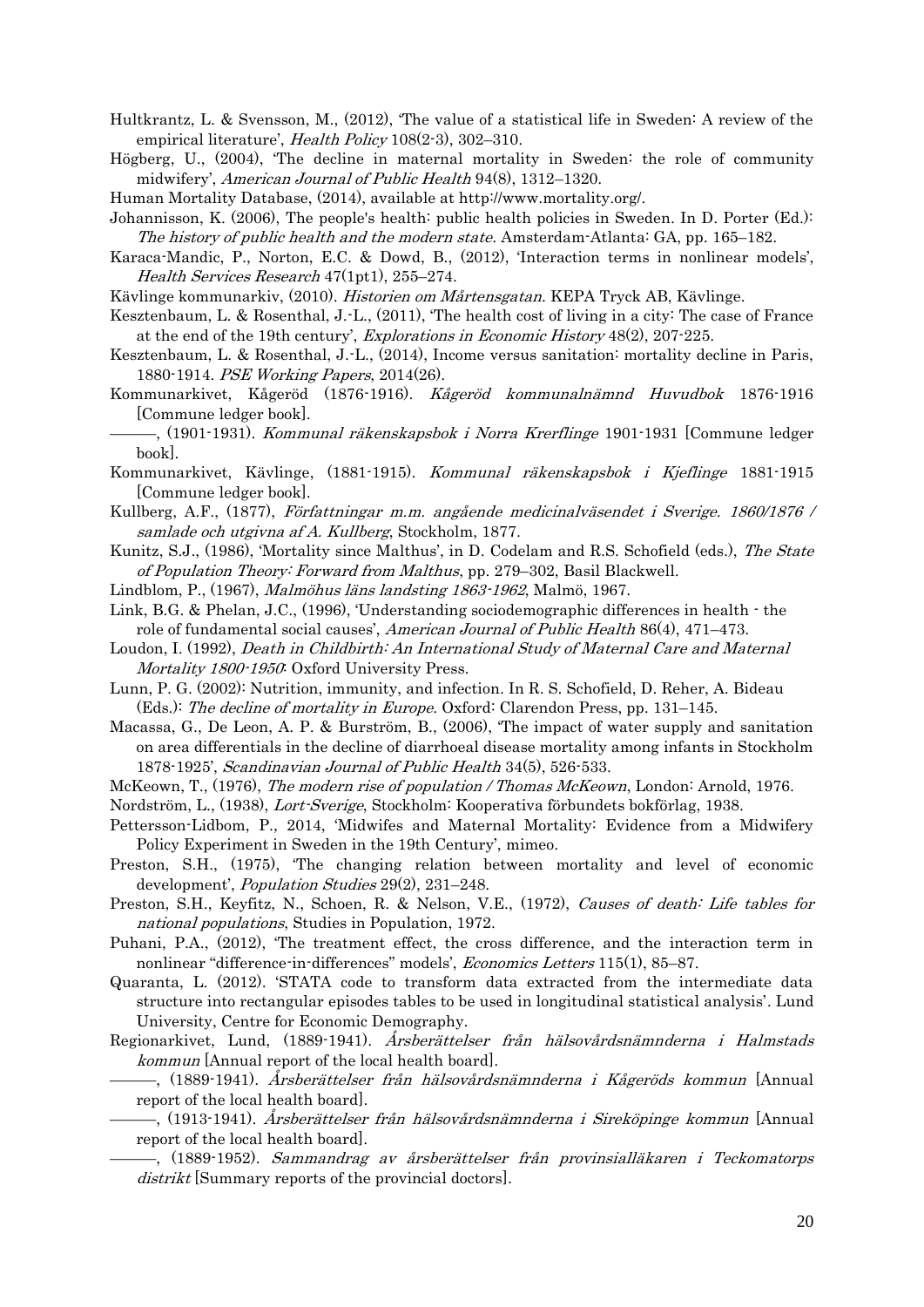Hultkrantz, L. & Svensson, M., (2012), 'The value of a statistical life in Sweden: A review of the empirical literature', *Health Policy* 108(2-3), 302–310.

Högberg, U., (2004), 'The decline in maternal mortality in Sweden: the role of community midwifery', *American Journal of Public Health* 94(8), 1312–1320.

Human Mortality Database, (2014), available at http://www.mortality.org/.

Johannisson, K. (2006), The people's health: public health policies in Sweden. In D. Porter (Ed.): *The history of public health and the modern state*. Amsterdam-Atlanta: GA, pp. 165–182.

Karaca-Mandic, P., Norton, E.C. & Dowd, B., (2012), 'Interaction terms in nonlinear models', *Health Services Research* 47(1pt1), 255–274.

Kävlinge kommunarkiv, (2010). *Historien om Mårtensgatan*. KEPA Tryck AB, Kävlinge.

Kesztenbaum, L. & Rosenthal, J.-L., (2011), 'The health cost of living in a city: The case of France at the end of the 19th century', *Explorations in Economic History* 48(2), 207-225.

Kesztenbaum, L. & Rosenthal, J.-L., (2014), Income versus sanitation: mortality decline in Paris, 1880-1914. *PSE Working Papers*, 2014(26).

Kommunarkivet, Kågeröd (1876-1916). *Kågeröd kommunalnämnd Huvudbok* 1876-1916 [Commune ledger book].

———, (1901-1931). *Kommunal räkenskapsbok i Norra Krerflinge* 1901-1931 [Commune ledger book].

Kommunarkivet, Kävlinge, (1881-1915). *Kommunal räkenskapsbok i Kjeflinge* 1881-1915 [Commune ledger book].

Kullberg, A.F., (1877), *Författningar m.m. angående medicinalväsendet i Sverige. 1860/1876 / samlade och utgivna af A. Kullberg*, Stockholm, 1877.

Kunitz, S.J., (1986), 'Mortality since Malthus', in D. Codelam and R.S. Schofield (eds.), *The State of Population Theory: Forward from Malthus*, pp. 279–302, Basil Blackwell.

Lindblom, P., (1967), *Malmöhus läns landsting 1863-1962*, Malmö, 1967.

Link, B.G. & Phelan, J.C., (1996), 'Understanding sociodemographic differences in health - the role of fundamental social causes', *American Journal of Public Health* 86(4), 471–473.

Loudon, I. (1992), *Death in Childbirth: An International Study of Maternal Care and Maternal Mortality 1800-1950*: Oxford University Press.

Lunn, P. G. (2002): Nutrition, immunity, and infection. In R. S. Schofield, D. Reher, A. Bideau (Eds.): *The decline of mortality in Europe*. Oxford: Clarendon Press, pp. 131–145.

Macassa, G., De Leon, A. P. & Burström, B., (2006), 'The impact of water supply and sanitation on area differentials in the decline of diarrhoeal disease mortality among infants in Stockholm 1878-1925', *Scandinavian Journal of Public Health* 34(5), 526-533.

McKeown, T., (1976), *The modern rise of population / Thomas McKeown*, London: Arnold, 1976.

Nordström, L., (1938), *Lort-Sverige*, Stockholm: Kooperativa förbundets bokförlag, 1938.

Pettersson-Lidbom, P., 2014, 'Midwifes and Maternal Mortality: Evidence from a Midwifery Policy Experiment in Sweden in the 19th Century', mimeo.

Preston, S.H., (1975), 'The changing relation between mortality and level of economic development', *Population Studies* 29(2), 231–248.

Preston, S.H., Keyfitz, N., Schoen, R. & Nelson, V.E., (1972), *Causes of death: Life tables for national populations*, Studies in Population, 1972.

Puhani, P.A., (2012), 'The treatment effect, the cross difference, and the interaction term in nonlinear "difference-in-differences" models', *Economics Letters* 115(1), 85–87.

Quaranta, L. (2012). 'STATA code to transform data extracted from the intermediate data structure into rectangular episodes tables to be used in longitudinal statistical analysis'. Lund University, Centre for Economic Demography.

Regionarkivet, Lund, (1889-1941). *Årsberättelser från hälsovårdsnämnderna i Halmstads kommun* [Annual report of the local health board].

———, (1889-1941). *Årsberättelser från hälsovårdsnämnderna i Kågeröds kommun* [Annual report of the local health board].

———, (1913-1941). *Årsberättelser från hälsovårdsnämnderna i Sireköpinge kommun* [Annual report of the local health board].

———, (1889-1952). *Sammandrag av årsberättelser från provinsialläkaren i Teckomatorps distrikt* [Summary reports of the provincial doctors].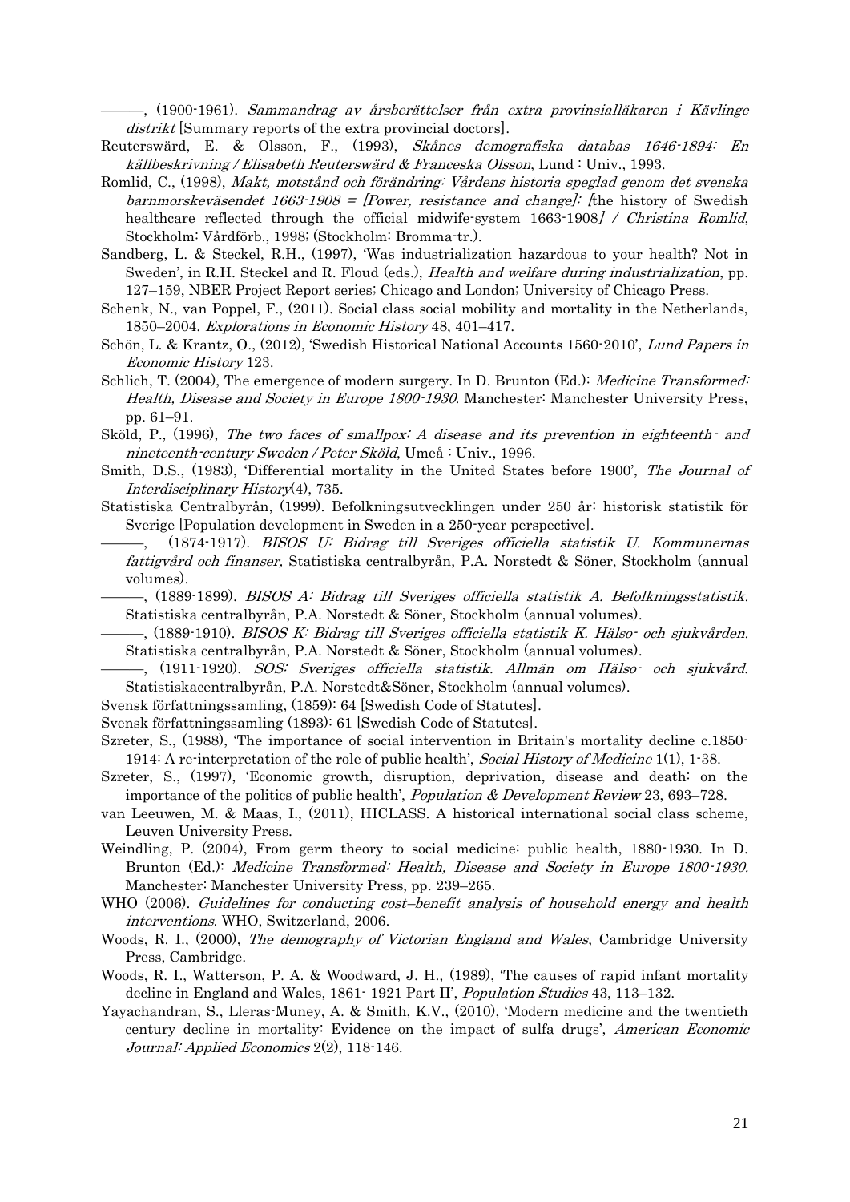———, (1900-1961). *Sammandrag av årsberättelser från extra provinsialläkaren i Kävlinge distrikt* [Summary reports of the extra provincial doctors].

Reuterswärd, E. & Olsson, F., (1993), *Skånes demografiska databas 1646-1894: En källbeskrivning / Elisabeth Reuterswärd & Franceska Olsson*, Lund : Univ., 1993.

Romlid, C., (1998), *Makt, motstånd och förändring: Vårdens historia speglad genom det svenska barnmorskeväsendet 1663-1908 = [Power, resistance and change]: [*the history of Swedish healthcare reflected through the official midwife-system 1663-1908*] / Christina Romlid*, Stockholm: Vårdförb., 1998; (Stockholm: Bromma-tr.).

Sandberg, L. & Steckel, R.H., (1997), 'Was industrialization hazardous to your health? Not in Sweden', in R.H. Steckel and R. Floud (eds.), *Health and welfare during industrialization*, pp. 127–159, NBER Project Report series; Chicago and London; University of Chicago Press.

Schenk, N., van Poppel, F., (2011). Social class social mobility and mortality in the Netherlands, 1850–2004. *Explorations in Economic History* 48, 401–417.

Schön, L. & Krantz, O., (2012), 'Swedish Historical National Accounts 1560-2010', *Lund Papers in Economic History* 123.

Schlich, T. (2004), The emergence of modern surgery. In D. Brunton (Ed.): *Medicine Transformed: Health, Disease and Society in Europe 1800-1930*. Manchester: Manchester University Press, pp. 61–91.

Sköld, P., (1996), *The two faces of smallpox: A disease and its prevention in eighteenth- and nineteenth-century Sweden / Peter Sköld*, Umeå : Univ., 1996.

Smith, D.S., (1983), 'Differential mortality in the United States before 1900', *The Journal of Interdisciplinary History*(4), 735.

Statistiska Centralbyrån, (1999). Befolkningsutvecklingen under 250 år: historisk statistik för Sverige [Population development in Sweden in a 250-year perspective].

———, (1874-1917). *BISOS U: Bidrag till Sveriges officiella statistik U. Kommunernas fattigvård och finanser,* Statistiska centralbyrån, P.A. Norstedt & Söner, Stockholm (annual volumes).

———, (1889-1899). *BISOS A: Bidrag till Sveriges officiella statistik A. Befolkningsstatistik.* Statistiska centralbyrån, P.A. Norstedt & Söner, Stockholm (annual volumes).

———, (1889-1910). *BISOS K: Bidrag till Sveriges officiella statistik K. Hälso- och sjukvården.* Statistiska centralbyrån, P.A. Norstedt & Söner, Stockholm (annual volumes).

———, (1911-1920). *SOS: Sveriges officiella statistik. Allmän om Hälso- och sjukvård.* Statistiskacentralbyrån, P.A. Norstedt&Söner, Stockholm (annual volumes).

Svensk författningssamling, (1859): 64 [Swedish Code of Statutes].

Svensk författningssamling (1893): 61 [Swedish Code of Statutes].

Szreter, S., (1988), 'The importance of social intervention in Britain's mortality decline c.1850-1914: A re-interpretation of the role of public health', *Social History of Medicine* 1(1), 1-38.

Szreter, S., (1997), 'Economic growth, disruption, deprivation, disease and death: on the importance of the politics of public health', *Population & Development Review* 23, 693–728.

van Leeuwen, M. & Maas, I., (2011), HICLASS. A historical international social class scheme, Leuven University Press.

Weindling, P. (2004), From germ theory to social medicine: public health, 1880-1930. In D. Brunton (Ed.): *Medicine Transformed: Health, Disease and Society in Europe 1800-1930.* Manchester: Manchester University Press, pp. 239–265.

WHO (2006). *Guidelines for conducting cost–benefit analysis of household energy and health interventions*. WHO, Switzerland, 2006.

Woods, R. I., (2000), *The demography of Victorian England and Wales*, Cambridge University Press, Cambridge.

Woods, R. I., Watterson, P. A. & Woodward, J. H., (1989), 'The causes of rapid infant mortality decline in England and Wales, 1861- 1921 Part II', *Population Studies* 43, 113–132.

Yayachandran, S., Lleras-Muney, A. & Smith, K.V., (2010), 'Modern medicine and the twentieth century decline in mortality: Evidence on the impact of sulfa drugs', *American Economic Journal: Applied Economics* 2(2), 118-146.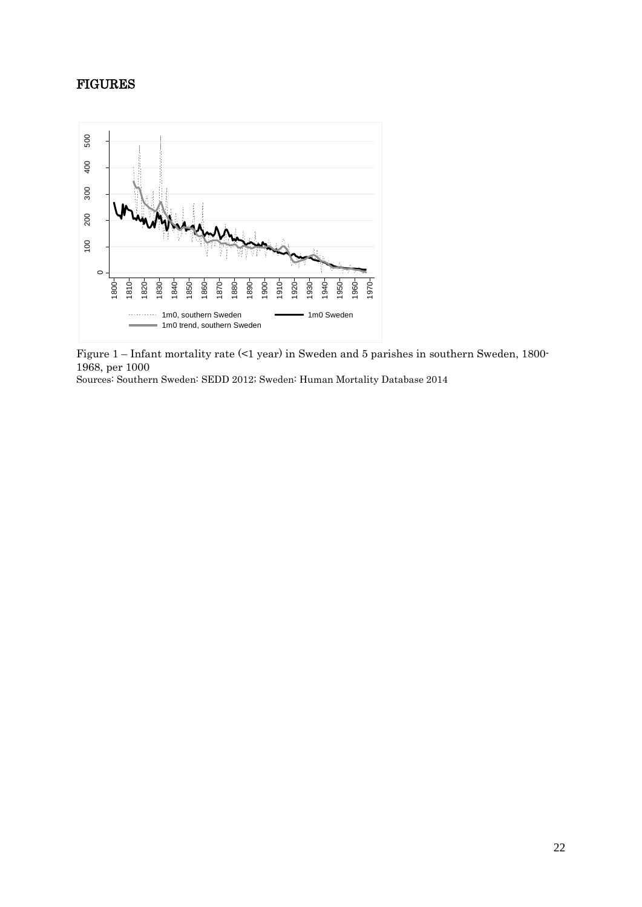# FIGURES

Figure 1 – Infant mortality rate (<1 year) in Sweden and 5 parishes in southern Sweden, 1800-1968, per 1000

Sources: Southern Sweden: SEDD 2012; Sweden: Human Mortality Database 2014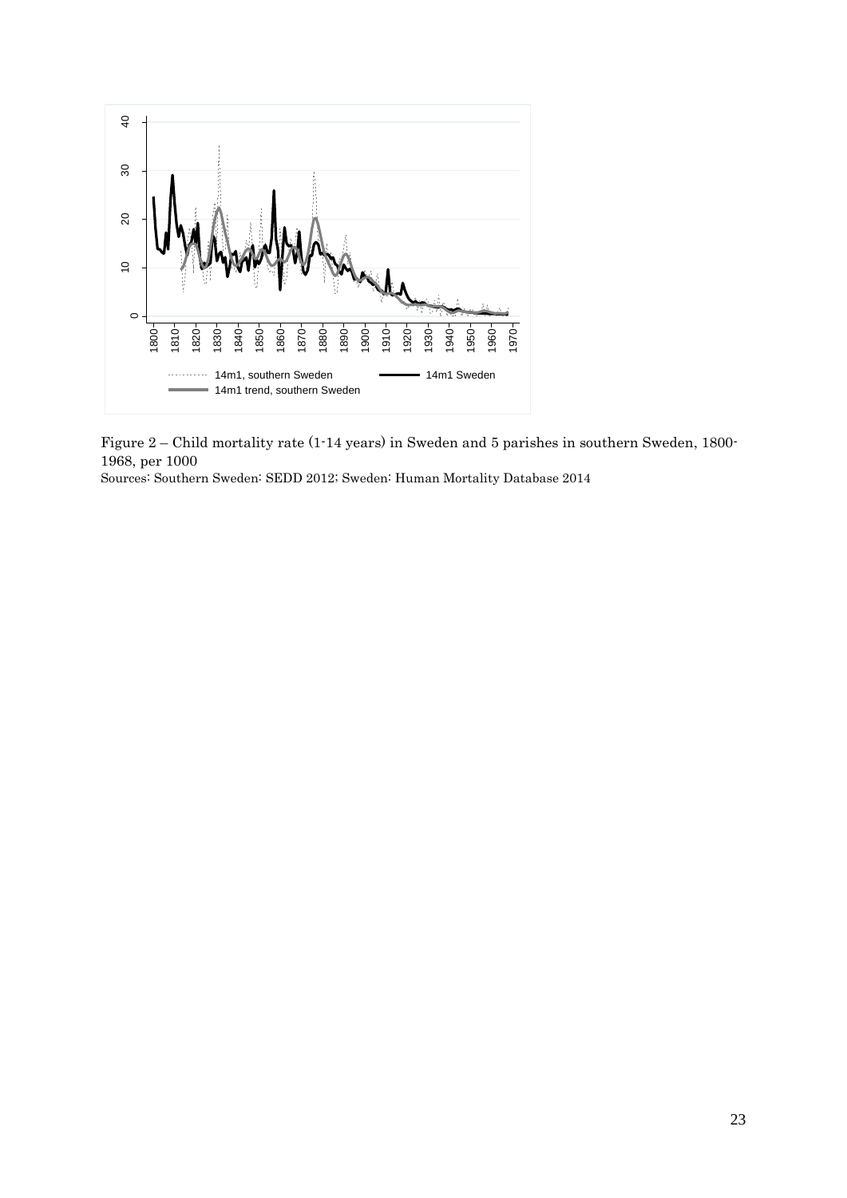Figure 2 – Child mortality rate (1-14 years) in Sweden and 5 parishes in southern Sweden, 1800-1968, per 1000

Sources: Southern Sweden: SEDD 2012; Sweden: Human Mortality Database 2014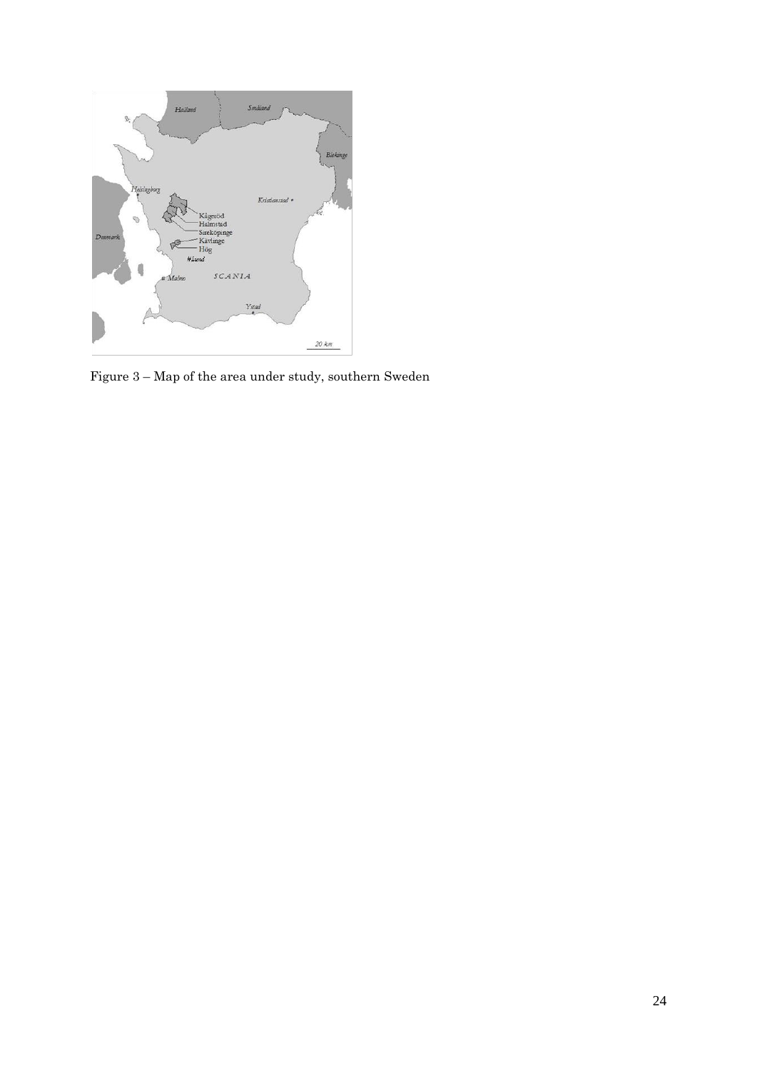Figure 3 – Map of the area under study, southern Sweden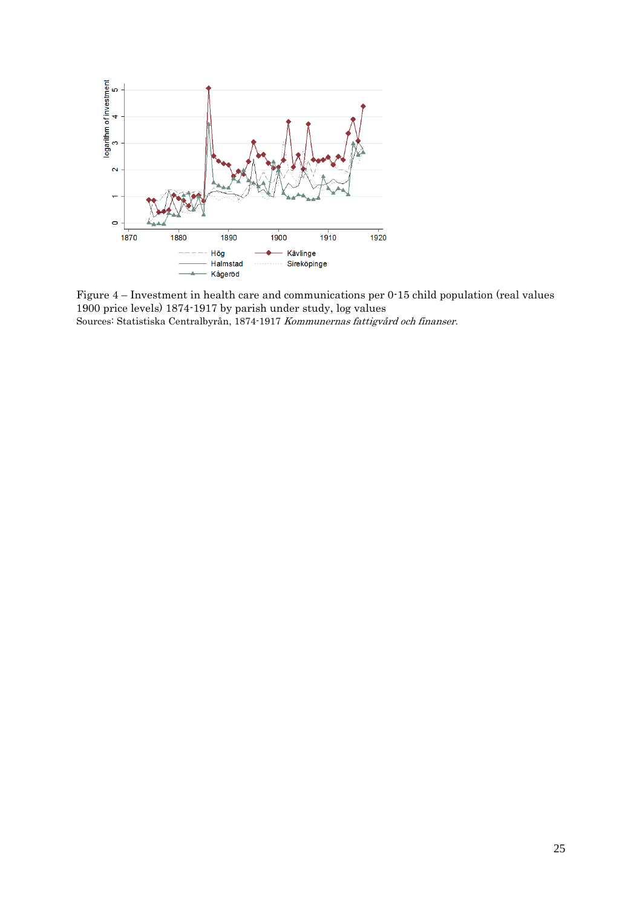Figure 4 – Investment in health care and communications per 0-15 child population (real values 1900 price levels) 1874-1917 by parish under study, log values
Sources: Statistiska Centralbyrån, 1874-1917 *Kommunernas fattigvård och finanser*.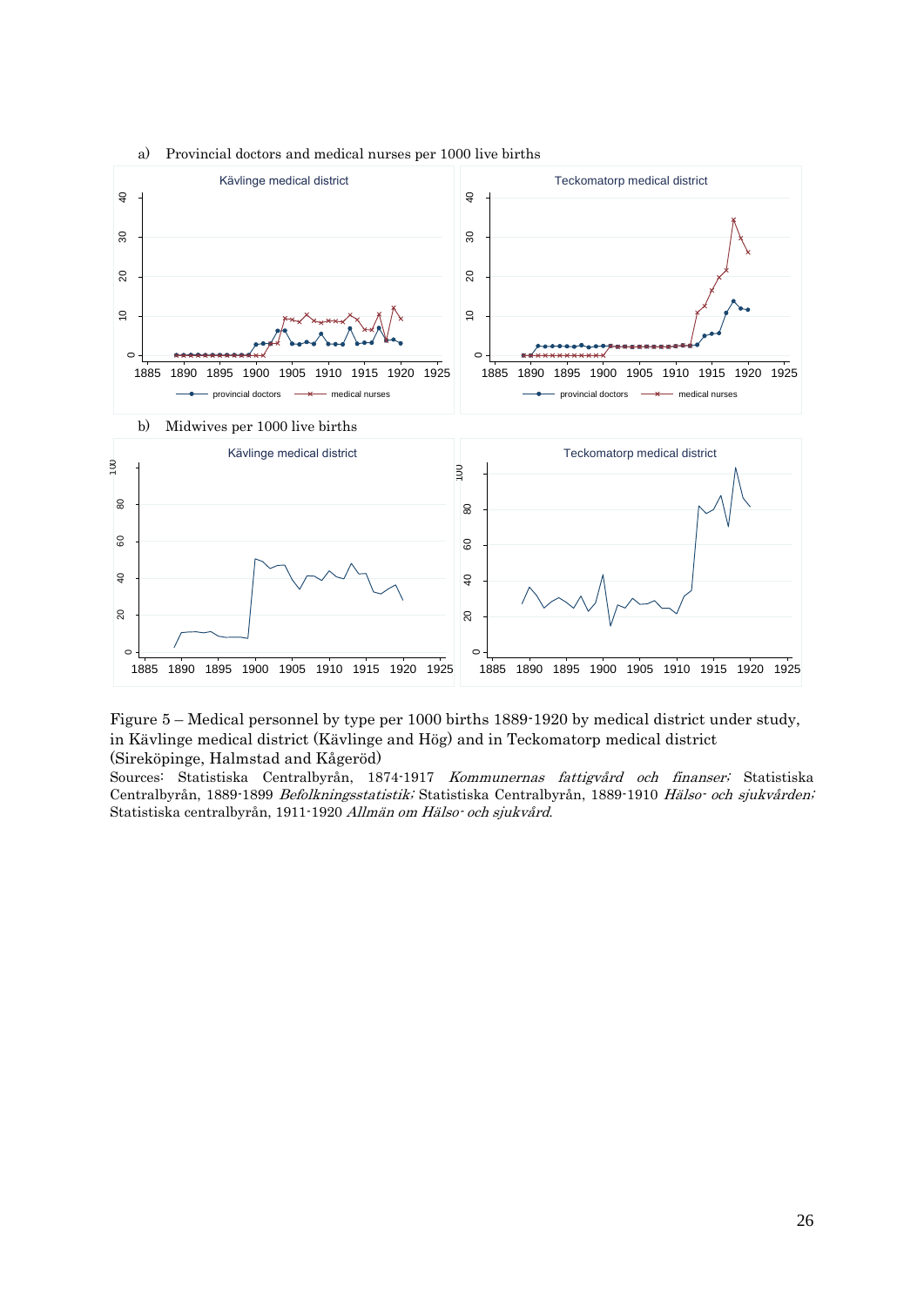a) Provincial doctors and medical nurses per 1000 live births

b) Midwives per 1000 live births

Figure 5 – Medical personnel by type per 1000 births 1889-1920 by medical district under study, in Kävlinge medical district (Kävlinge and Hög) and in Teckomatorp medical district (Sireköpinge, Halmstad and Kågeröd)

Sources: Statistiska Centralbyrån, 1874-1917 *Kommunernas fattigvård och finanser;* Statistiska Centralbyrån, 1889-1899 *Befolkningsstatistik;* Statistiska Centralbyrån, 1889-1910 *Hälso- och sjukvården;* Statistiska centralbyrån, 1911-1920 *Allmän om Hälso- och sjukvård*.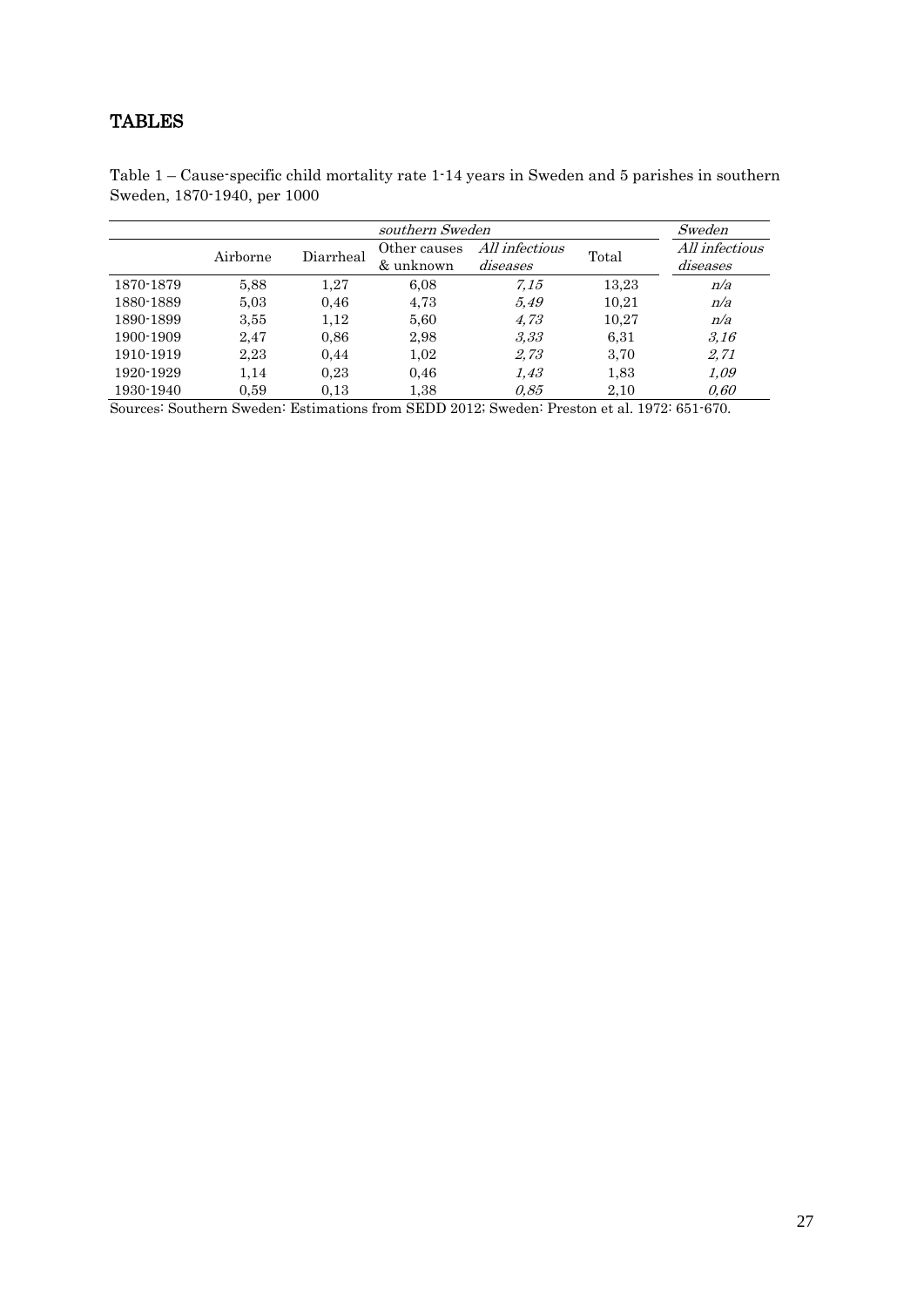# TABLES

Table 1 – Cause-specific child mortality rate 1-14 years in Sweden and 5 parishes in southern Sweden, 1870-1940, per 1000

| | *southern Sweden* | | | | | *Sweden* |
|---|---|---|---|---|---|---|
| | Airborne | Diarrheal | Other causes & unknown | *All infectious diseases* | Total | *All infectious diseases* |
| 1870-1879 | 5,88 | 1,27 | 6,08 | *7,15* | 13,23 | *n/a* |
| 1880-1889 | 5,03 | 0,46 | 4,73 | *5,49* | 10,21 | *n/a* |
| 1890-1899 | 3,55 | 1,12 | 5,60 | *4,73* | 10,27 | *n/a* |
| 1900-1909 | 2,47 | 0,86 | 2,98 | *3,33* | 6,31 | *3,16* |
| 1910-1919 | 2,23 | 0,44 | 1,02 | *2,73* | 3,70 | *2,71* |
| 1920-1929 | 1,14 | 0,23 | 0,46 | *1,43* | 1,83 | *1,09* |
| 1930-1940 | 0,59 | 0,13 | 1,38 | *0,85* | 2,10 | *0,60* |

Sources: Southern Sweden: Estimations from SEDD 2012; Sweden: Preston et al. 1972: 651-670.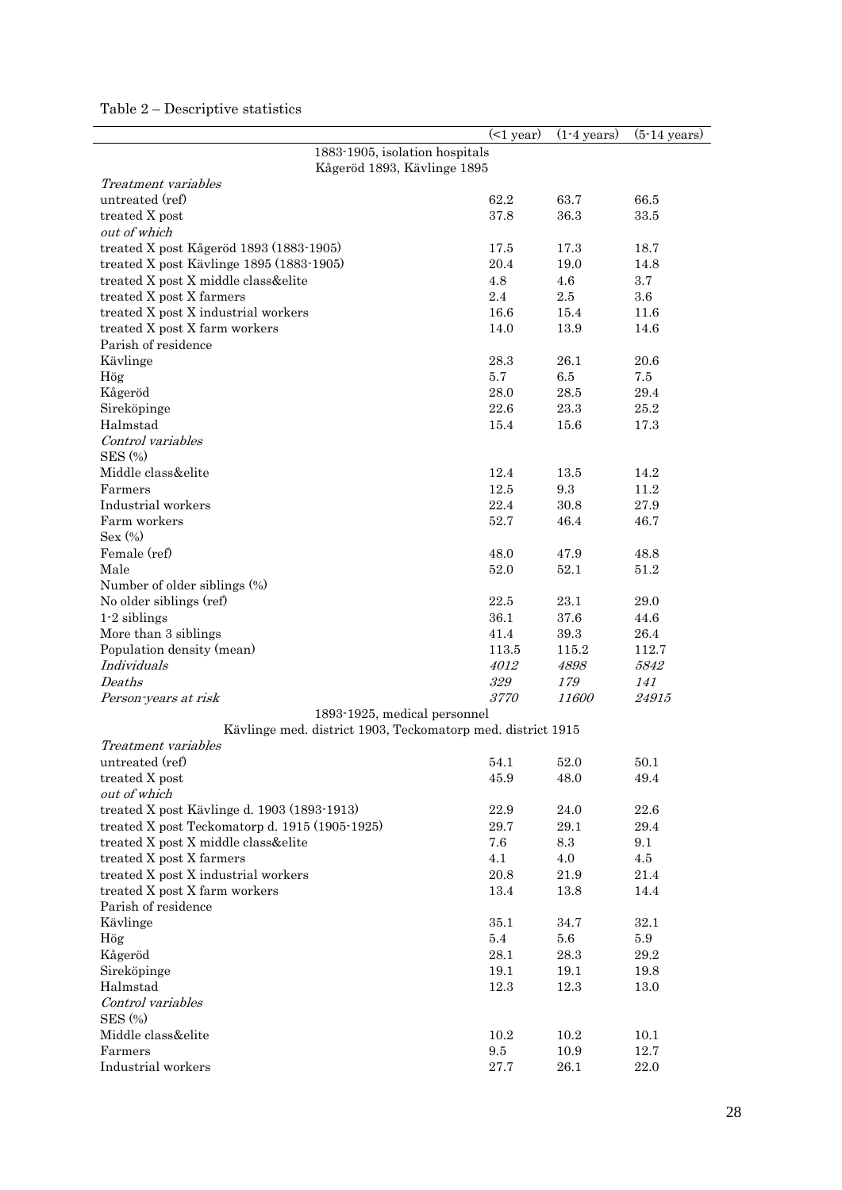Table 2 – Descriptive statistics

| | (<1 year) | (1-4 years) | (5-14 years) |
|---|---|---|---|
| 1883-1905, isolation hospitals Kågeröd 1893, Kävlinge 1895 | | | |
| *Treatment variables* | | | |
| untreated (ref) | 62.2 | 63.7 | 66.5 |
| treated X post | 37.8 | 36.3 | 33.5 |
| *out of which* | | | |
| treated X post Kågeröd 1893 (1883-1905) | 17.5 | 17.3 | 18.7 |
| treated X post Kävlinge 1895 (1883-1905) | 20.4 | 19.0 | 14.8 |
| treated X post X middle class&elite | 4.8 | 4.6 | 3.7 |
| treated X post X farmers | 2.4 | 2.5 | 3.6 |
| treated X post X industrial workers | 16.6 | 15.4 | 11.6 |
| treated X post X farm workers | 14.0 | 13.9 | 14.6 |
| Parish of residence | | | |
| Kävlinge | 28.3 | 26.1 | 20.6 |
| Hög | 5.7 | 6.5 | 7.5 |
| Kågeröd | 28.0 | 28.5 | 29.4 |
| Sireköpinge | 22.6 | 23.3 | 25.2 |
| Halmstad | 15.4 | 15.6 | 17.3 |
| *Control variables* | | | |
| SES (%) | | | |
| Middle class&elite | 12.4 | 13.5 | 14.2 |
| Farmers | 12.5 | 9.3 | 11.2 |
| Industrial workers | 22.4 | 30.8 | 27.9 |
| Farm workers | 52.7 | 46.4 | 46.7 |
| Sex (%) | | | |
| Female (ref) | 48.0 | 47.9 | 48.8 |
| Male | 52.0 | 52.1 | 51.2 |
| Number of older siblings (%) | | | |
| No older siblings (ref) | 22.5 | 23.1 | 29.0 |
| 1-2 siblings | 36.1 | 37.6 | 44.6 |
| More than 3 siblings | 41.4 | 39.3 | 26.4 |
| Population density (mean) | 113.5 | 115.2 | 112.7 |
| *Individuals* | *4012* | *4898* | *5842* |
| *Deaths* | *329* | *179* | *141* |
| *Person-years at risk* | *3770* | *11600* | *24915* |
| 1893-1925, medical personnel Kävlinge med. district 1903, Teckomatorp med. district 1915 | | | |
| *Treatment variables* | | | |
| untreated (ref) | 54.1 | 52.0 | 50.1 |
| treated X post | 45.9 | 48.0 | 49.4 |
| *out of which* | | | |
| treated X post Kävlinge d. 1903 (1893-1913) | 22.9 | 24.0 | 22.6 |
| treated X post Teckomatorp d. 1915 (1905-1925) | 29.7 | 29.1 | 29.4 |
| treated X post X middle class&elite | 7.6 | 8.3 | 9.1 |
| treated X post X farmers | 4.1 | 4.0 | 4.5 |
| treated X post X industrial workers | 20.8 | 21.9 | 21.4 |
| treated X post X farm workers | 13.4 | 13.8 | 14.4 |
| Parish of residence | | | |
| Kävlinge | 35.1 | 34.7 | 32.1 |
| Hög | 5.4 | 5.6 | 5.9 |
| Kågeröd | 28.1 | 28.3 | 29.2 |
| Sireköpinge | 19.1 | 19.1 | 19.8 |
| Halmstad | 12.3 | 12.3 | 13.0 |
| *Control variables* | | | |
| SES (%) | | | |
| Middle class&elite | 10.2 | 10.2 | 10.1 |
| Farmers | 9.5 | 10.9 | 12.7 |
| Industrial workers | 27.7 | 26.1 | 22.0 |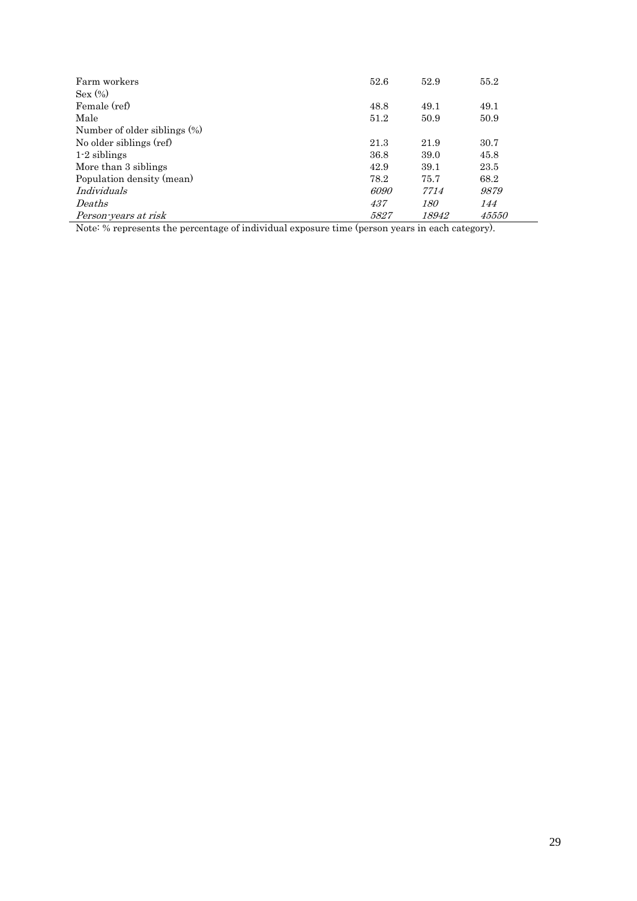| | | | |
|---|---|---|---|
| Farm workers | 52.6 | 52.9 | 55.2 |
| Sex (%) | | | |
| Female (ref) | 48.8 | 49.1 | 49.1 |
| Male | 51.2 | 50.9 | 50.9 |
| Number of older siblings (%) | | | |
| No older siblings (ref) | 21.3 | 21.9 | 30.7 |
| 1-2 siblings | 36.8 | 39.0 | 45.8 |
| More than 3 siblings | 42.9 | 39.1 | 23.5 |
| Population density (mean) | 78.2 | 75.7 | 68.2 |
| *Individuals* | *6090* | *7714* | *9879* |
| *Deaths* | *437* | *180* | *144* |
| *Person-years at risk* | *5827* | *18942* | *45550* |

Note: % represents the percentage of individual exposure time (person years in each category).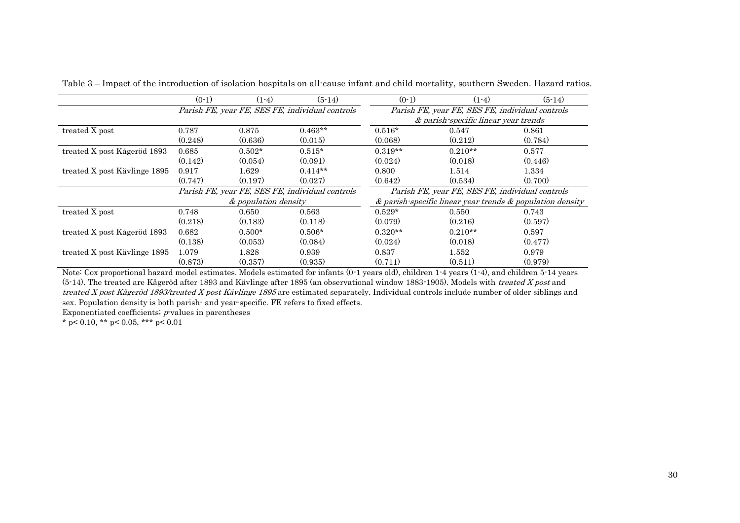Table 3 – Impact of the introduction of isolation hospitals on all-cause infant and child mortality, southern Sweden. Hazard ratios.

| | (0-1) | (1-4) | (5-14) | (0-1) | (1-4) | (5-14) |
|---|---|---|---|---|---|---|
| | *Parish FE, year FE, SES FE, individual controls* | | | *Parish FE, year FE, SES FE, individual controls & parish-specific linear year trends* | | |
| treated X post | 0.787 | 0.875 | 0.463** | 0.516* | 0.547 | 0.861 |
| | (0.248) | (0.636) | (0.015) | (0.068) | (0.212) | (0.784) |
| treated X post Kågeröd 1893 | 0.685 | 0.502* | 0.515* | 0.319** | 0.210** | 0.577 |
| | (0.142) | (0.054) | (0.091) | (0.024) | (0.018) | (0.446) |
| treated X post Kävlinge 1895 | 0.917 | 1.629 | 0.414** | 0.800 | 1.514 | 1.334 |
| | (0.747) | (0.197) | (0.027) | (0.642) | (0.534) | (0.700) |
| | *Parish FE, year FE, SES FE, individual controls & population density* | | | *Parish FE, year FE, SES FE, individual controls & parish-specific linear year trends & population density* | | |
| treated X post | 0.748 | 0.650 | 0.563 | 0.529* | 0.550 | 0.743 |
| | (0.218) | (0.183) | (0.118) | (0.079) | (0.216) | (0.597) |
| treated X post Kågeröd 1893 | 0.682 | 0.500* | 0.506* | 0.320** | 0.210** | 0.597 |
| | (0.138) | (0.053) | (0.084) | (0.024) | (0.018) | (0.477) |
| treated X post Kävlinge 1895 | 1.079 | 1.828 | 0.939 | 0.837 | 1.552 | 0.979 |
| | (0.873) | (0.357) | (0.935) | (0.711) | (0.511) | (0.979) |

Note: Cox proportional hazard model estimates. Models estimated for infants (0-1 years old), children 1-4 years (1-4), and children 5-14 years (5-14). The treated are Kågeröd after 1893 and Kävlinge after 1895 (an observational window 1883-1905). Models with *treated X post* and *treated X post Kågeröd 1893/treated X post Kävlinge 1895* are estimated separately. Individual controls include number of older siblings and sex. Population density is both parish- and year-specific. FE refers to fixed effects.

Exponentiated coefficients; *p*-values in parentheses

\* $p < 0.10$, \*\* $p < 0.05$, \*\*\* $p < 0.01$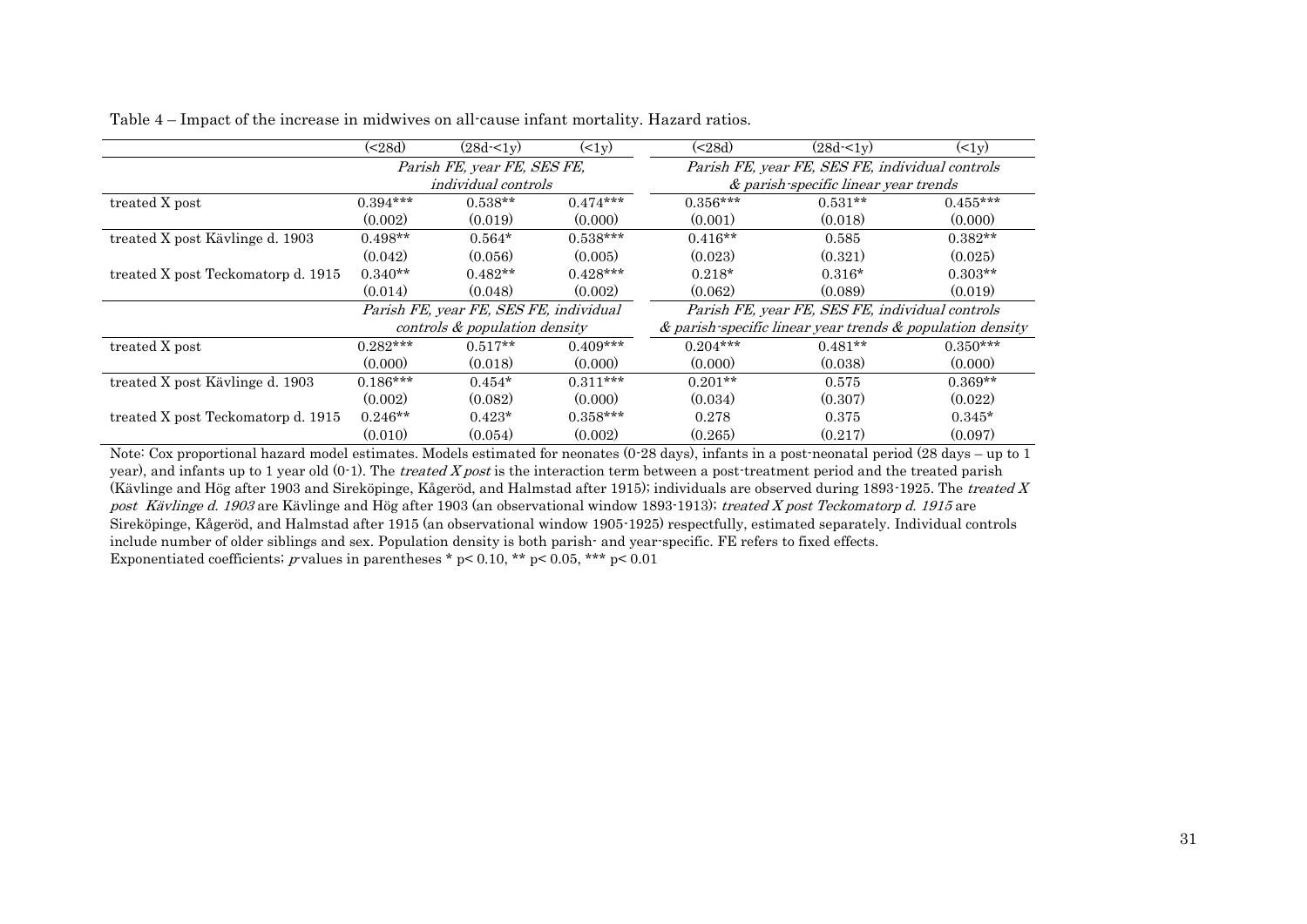Table 4 – Impact of the increase in midwives on all-cause infant mortality. Hazard ratios.

| | (<28d) | (28d-<1y) | (<1y) | (<28d) | (28d-<1y) | (<1y) |
|---|---|---|---|---|---|---|
| | *Parish FE, year FE, SES FE, individual controls* | | | *Parish FE, year FE, SES FE, individual controls & parish-specific linear year trends* | | |
| treated X post | 0.394*** | 0.538** | 0.474*** | 0.356*** | 0.531** | 0.455*** |
| | (0.002) | (0.019) | (0.000) | (0.001) | (0.018) | (0.000) |
| treated X post Kävlinge d. 1903 | 0.498** | 0.564* | 0.538*** | 0.416** | 0.585 | 0.382** |
| | (0.042) | (0.056) | (0.005) | (0.023) | (0.321) | (0.025) |
| treated X post Teckomatorp d. 1915 | 0.340** | 0.482** | 0.428*** | 0.218* | 0.316* | 0.303** |
| | (0.014) | (0.048) | (0.002) | (0.062) | (0.089) | (0.019) |
| | *Parish FE, year FE, SES FE, individual controls & population density* | | | *Parish FE, year FE, SES FE, individual controls & parish-specific linear year trends & population density* | | |
| treated X post | 0.282*** | 0.517** | 0.409*** | 0.204*** | 0.481** | 0.350*** |
| | (0.000) | (0.018) | (0.000) | (0.000) | (0.038) | (0.000) |
| treated X post Kävlinge d. 1903 | 0.186*** | 0.454* | 0.311*** | 0.201** | 0.575 | 0.369** |
| | (0.002) | (0.082) | (0.000) | (0.034) | (0.307) | (0.022) |
| treated X post Teckomatorp d. 1915 | 0.246** | 0.423* | 0.358*** | 0.278 | 0.375 | 0.345* |
| | (0.010) | (0.054) | (0.002) | (0.265) | (0.217) | (0.097) |

Note: Cox proportional hazard model estimates. Models estimated for neonates (0-28 days), infants in a post-neonatal period (28 days – up to 1 year), and infants up to 1 year old (0-1). The *treated X post* is the interaction term between a post-treatment period and the treated parish (Kävlinge and Hög after 1903 and Sireköpinge, Kågeröd, and Halmstad after 1915); individuals are observed during 1893-1925. The *treated X post Kävlinge d. 1903* are Kävlinge and Hög after 1903 (an observational window 1893-1913); *treated X post Teckomatorp d. 1915* are Sireköpinge, Kågeröd, and Halmstad after 1915 (an observational window 1905-1925) respectfully, estimated separately. Individual controls include number of older siblings and sex. Population density is both parish- and year-specific. FE refers to fixed effects.
Exponentiated coefficients; *p*-values in parentheses * $p < 0.10$, ** $p < 0.05$, *** $p < 0.01$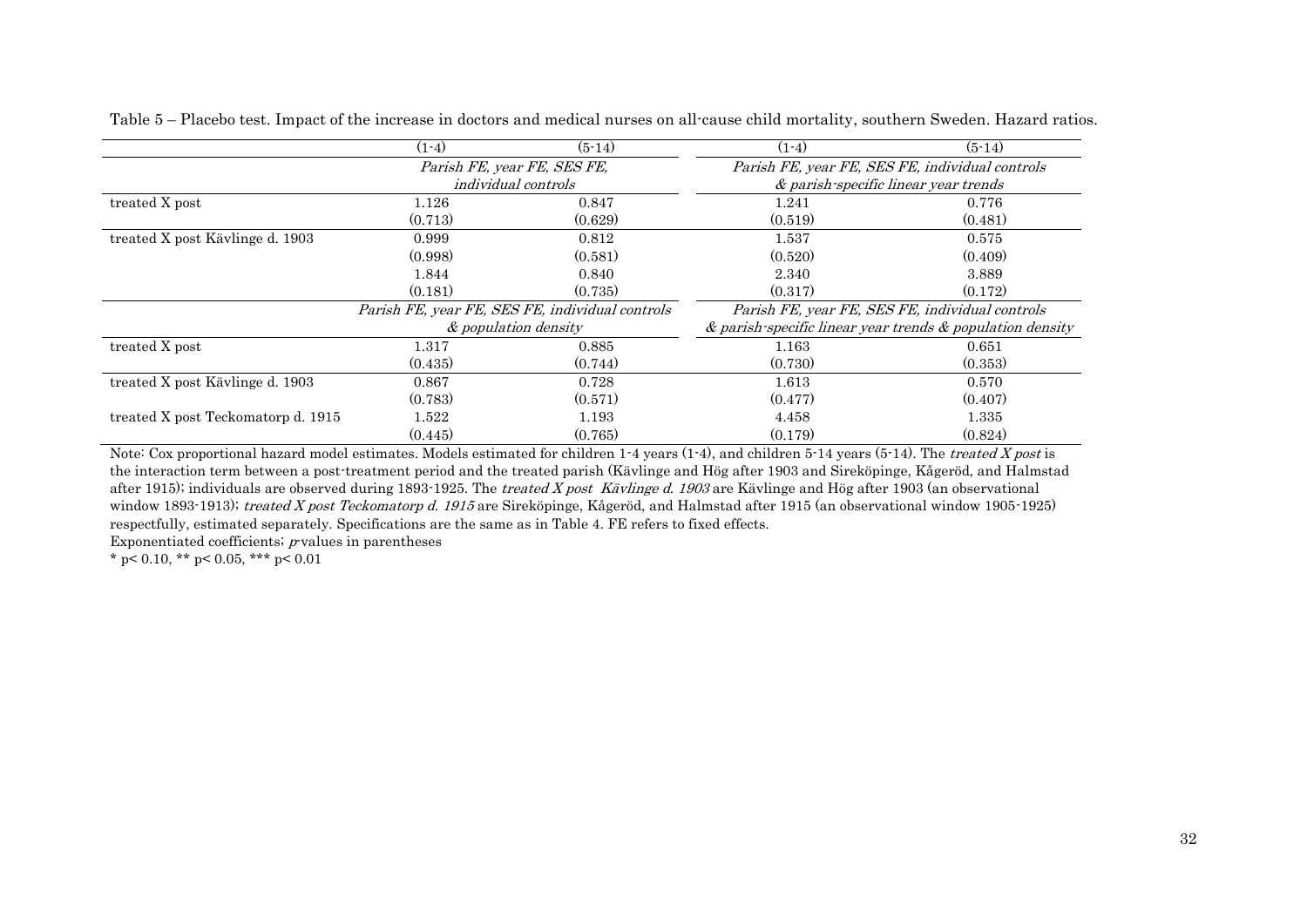Table 5 – Placebo test. Impact of the increase in doctors and medical nurses on all-cause child mortality, southern Sweden. Hazard ratios.

| | (1-4) | (5-14) | (1-4) | (5-14) |
|---|---|---|---|---|
| | *Parish FE, year FE, SES FE, individual controls* | | *Parish FE, year FE, SES FE, individual controls & parish-specific linear year trends* | |
| treated X post | 1.126 | 0.847 | 1.241 | 0.776 |
| | (0.713) | (0.629) | (0.519) | (0.481) |
| treated X post Kävlinge d. 1903 | 0.999 | 0.812 | 1.537 | 0.575 |
| | (0.998) | (0.581) | (0.520) | (0.409) |
| | 1.844 | 0.840 | 2.340 | 3.889 |
| | (0.181) | (0.735) | (0.317) | (0.172) |
| | *Parish FE, year FE, SES FE, individual controls & population density* | | *Parish FE, year FE, SES FE, individual controls & parish-specific linear year trends & population density* | |
| treated X post | 1.317 | 0.885 | 1.163 | 0.651 |
| | (0.435) | (0.744) | (0.730) | (0.353) |
| treated X post Kävlinge d. 1903 | 0.867 | 0.728 | 1.613 | 0.570 |
| | (0.783) | (0.571) | (0.477) | (0.407) |
| treated X post Teckomatorp d. 1915 | 1.522 | 1.193 | 4.458 | 1.335 |
| | (0.445) | (0.765) | (0.179) | (0.824) |

Note: Cox proportional hazard model estimates. Models estimated for children 1-4 years (1-4), and children 5-14 years (5-14). The *treated X post* is the interaction term between a post-treatment period and the treated parish (Kävlinge and Hög after 1903 and Sireköpinge, Kågeröd, and Halmstad after 1915); individuals are observed during 1893-1925. The *treated X post Kävlinge d. 1903* are Kävlinge and Hög after 1903 (an observational window 1893-1913); *treated X post Teckomatorp d. 1915* are Sireköpinge, Kågeröd, and Halmstad after 1915 (an observational window 1905-1925) respectfully, estimated separately. Specifications are the same as in Table 4. FE refers to fixed effects.

Exponentiated coefficients; *p*-values in parentheses

* $p < 0.10$, ** $p < 0.05$, *** $p < 0.01$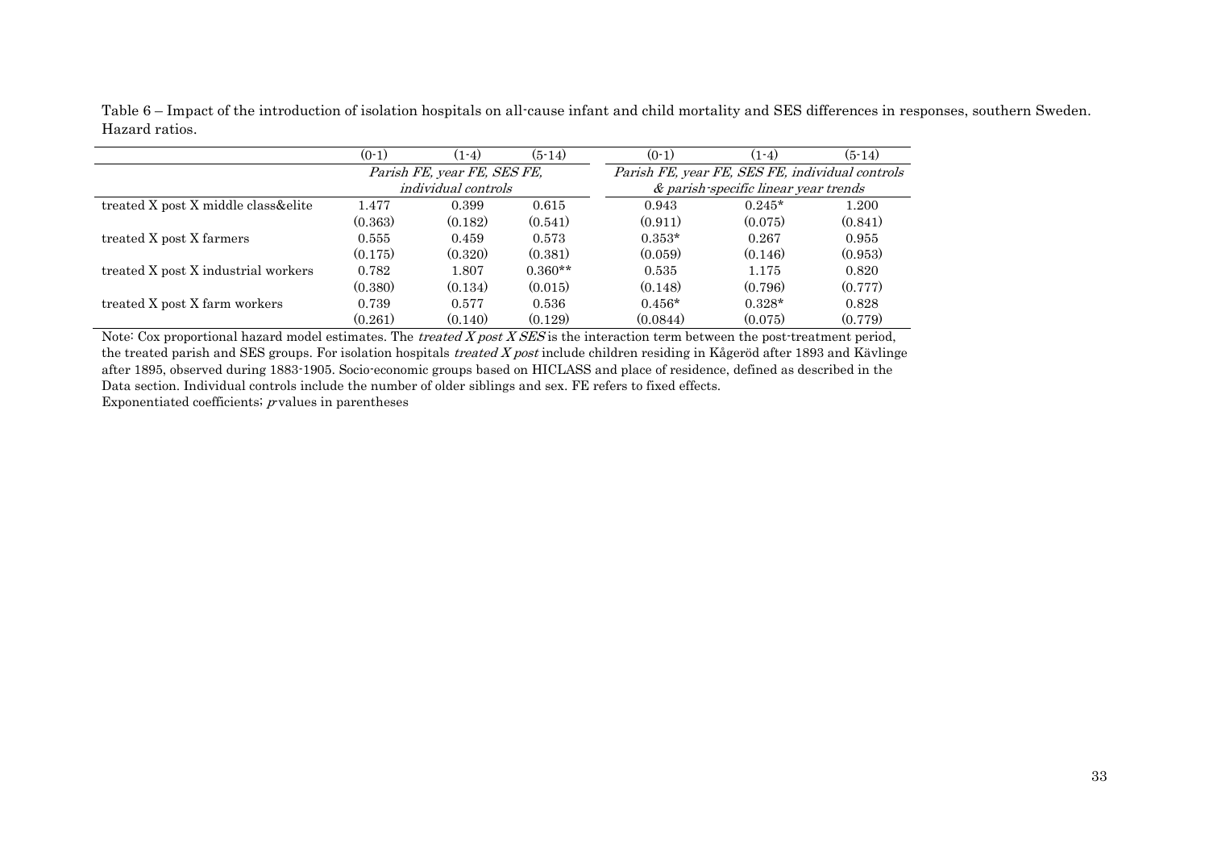Table 6 – Impact of the introduction of isolation hospitals on all-cause infant and child mortality and SES differences in responses, southern Sweden. Hazard ratios.

| | (0-1) | (1-4) | (5-14) | (0-1) | (1-4) | (5-14) |
|---|---|---|---|---|---|---|
| | *Parish FE, year FE, SES FE, individual controls* | | | *Parish FE, year FE, SES FE, individual controls & parish-specific linear year trends* | | |
| treated X post X middle class&elite | 1.477 | 0.399 | 0.615 | 0.943 | 0.245* | 1.200 |
| | (0.363) | (0.182) | (0.541) | (0.911) | (0.075) | (0.841) |
| treated X post X farmers | 0.555 | 0.459 | 0.573 | 0.353* | 0.267 | 0.955 |
| | (0.175) | (0.320) | (0.381) | (0.059) | (0.146) | (0.953) |
| treated X post X industrial workers | 0.782 | 1.807 | 0.360** | 0.535 | 1.175 | 0.820 |
| | (0.380) | (0.134) | (0.015) | (0.148) | (0.796) | (0.777) |
| treated X post X farm workers | 0.739 | 0.577 | 0.536 | 0.456* | 0.328* | 0.828 |
| | (0.261) | (0.140) | (0.129) | (0.0844) | (0.075) | (0.779) |

Note: Cox proportional hazard model estimates. The *treated X post X SES* is the interaction term between the post-treatment period, the treated parish and SES groups. For isolation hospitals *treated X post* include children residing in Kågeröd after 1893 and Kävlinge after 1895, observed during 1883-1905. Socio-economic groups based on HICLASS and place of residence, defined as described in the Data section. Individual controls include the number of older siblings and sex. FE refers to fixed effects.
Exponentiated coefficients; *p* values in parentheses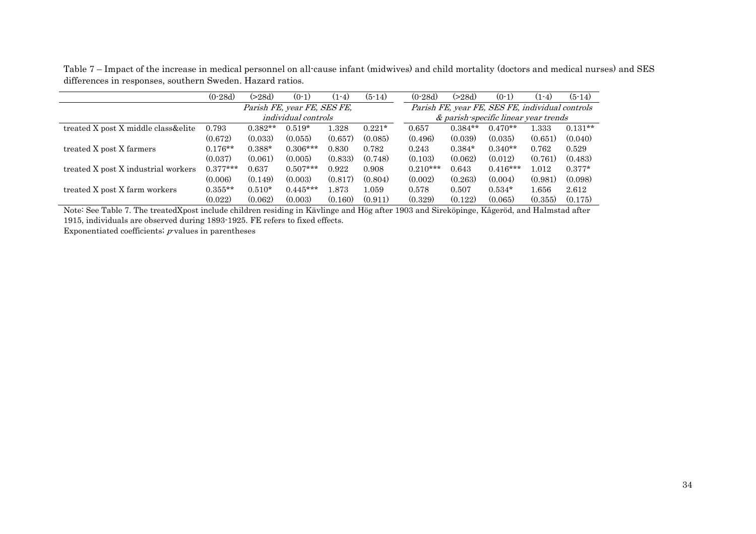Table 7 – Impact of the increase in medical personnel on all-cause infant (midwives) and child mortality (doctors and medical nurses) and SES differences in responses, southern Sweden. Hazard ratios.

| | (0-28d) | (>28d) | (0-1) | (1-4) | (5-14) | (0-28d) | (>28d) | (0-1) | (1-4) | (5-14) |
|---|---|---|---|---|---|---|---|---|---|---|
| | *Parish FE, year FE, SES FE, individual controls* | | | | | *Parish FE, year FE, SES FE, individual controls & parish-specific linear year trends* | | | | |
| treated X post X middle class&elite | 0.793 | 0.382** | 0.519* | 1.328 | 0.221* | 0.657 | 0.384** | 0.470** | 1.333 | 0.131** |
| | (0.672) | (0.033) | (0.055) | (0.657) | (0.085) | (0.496) | (0.039) | (0.035) | (0.651) | (0.040) |
| treated X post X farmers | 0.176** | 0.388* | 0.306*** | 0.830 | 0.782 | 0.243 | 0.384* | 0.340** | 0.762 | 0.529 |
| | (0.037) | (0.061) | (0.005) | (0.833) | (0.748) | (0.103) | (0.062) | (0.012) | (0.761) | (0.483) |
| treated X post X industrial workers | 0.377*** | 0.637 | 0.507*** | 0.922 | 0.908 | 0.210*** | 0.643 | 0.416*** | 1.012 | 0.377* |
| | (0.006) | (0.149) | (0.003) | (0.817) | (0.804) | (0.002) | (0.263) | (0.004) | (0.981) | (0.098) |
| treated X post X farm workers | 0.355** | 0.510* | 0.445*** | 1.873 | 1.059 | 0.578 | 0.507 | 0.534* | 1.656 | 2.612 |
| | (0.022) | (0.062) | (0.003) | (0.160) | (0.911) | (0.329) | (0.122) | (0.065) | (0.355) | (0.175) |

Note: See Table 7. The treatedXpost include children residing in Kävlinge and Hög after 1903 and Sireköpinge, Kågeröd, and Halmstad after 1915, individuals are observed during 1893-1925. FE refers to fixed effects.

Exponentiated coefficients; *p* values in parentheses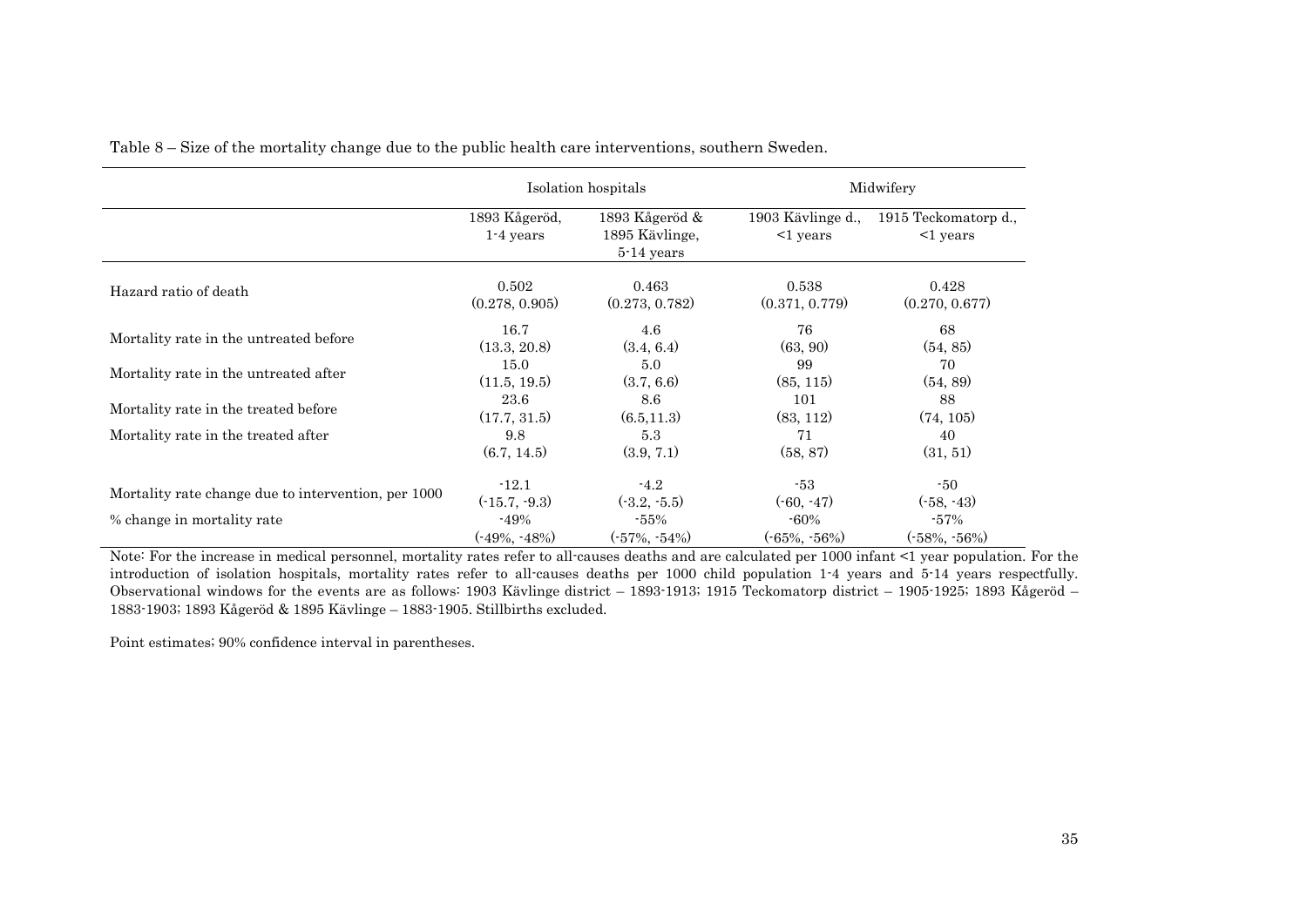Table 8 – Size of the mortality change due to the public health care interventions, southern Sweden.

| | Isolation hospitals | | Midwifery | |
|---|---|---|---|---|
| | 1893 Kågeröd, 1-4 years | 1893 Kågeröd & 1895 Kävlinge, 5-14 years | 1903 Kävlinge d., <1 years | 1915 Teckomatorp d., <1 years |
| Hazard ratio of death | 0.502 (0.278, 0.905) | 0.463 (0.273, 0.782) | 0.538 (0.371, 0.779) | 0.428 (0.270, 0.677) |
| Mortality rate in the untreated before | 16.7 (13.3, 20.8) | 4.6 (3.4, 6.4) | 76 (63, 90) | 68 (54, 85) |
| Mortality rate in the untreated after | 15.0 (11.5, 19.5) | 5.0 (3.7, 6.6) | 99 (85, 115) | 70 (54, 89) |
| Mortality rate in the treated before | 23.6 (17.7, 31.5) | 8.6 (6.5,11.3) | 101 (83, 112) | 88 (74, 105) |
| Mortality rate in the treated after | 9.8 (6.7, 14.5) | 5.3 (3.9, 7.1) | 71 (58, 87) | 40 (31, 51) |
| Mortality rate change due to intervention, per 1000 | -12.1 (-15.7, -9.3) | -4.2 (-3.2, -5.5) | -53 (-60, -47) | -50 (-58, -43) |
| % change in mortality rate | -49% (-49%, -48%) | -55% (-57%, -54%) | -60% (-65%, -56%) | -57% (-58%, -56%) |

Note: For the increase in medical personnel, mortality rates refer to all-causes deaths and are calculated per 1000 infant <1 year population. For the introduction of isolation hospitals, mortality rates refer to all-causes deaths per 1000 child population 1-4 years and 5-14 years respectfully. Observational windows for the events are as follows: 1903 Kävlinge district – 1893-1913; 1915 Teckomatorp district – 1905-1925; 1893 Kågeröd – 1883-1903; 1893 Kågeröd & 1895 Kävlinge – 1883-1905. Stillbirths excluded.

Point estimates; 90% confidence interval in parentheses.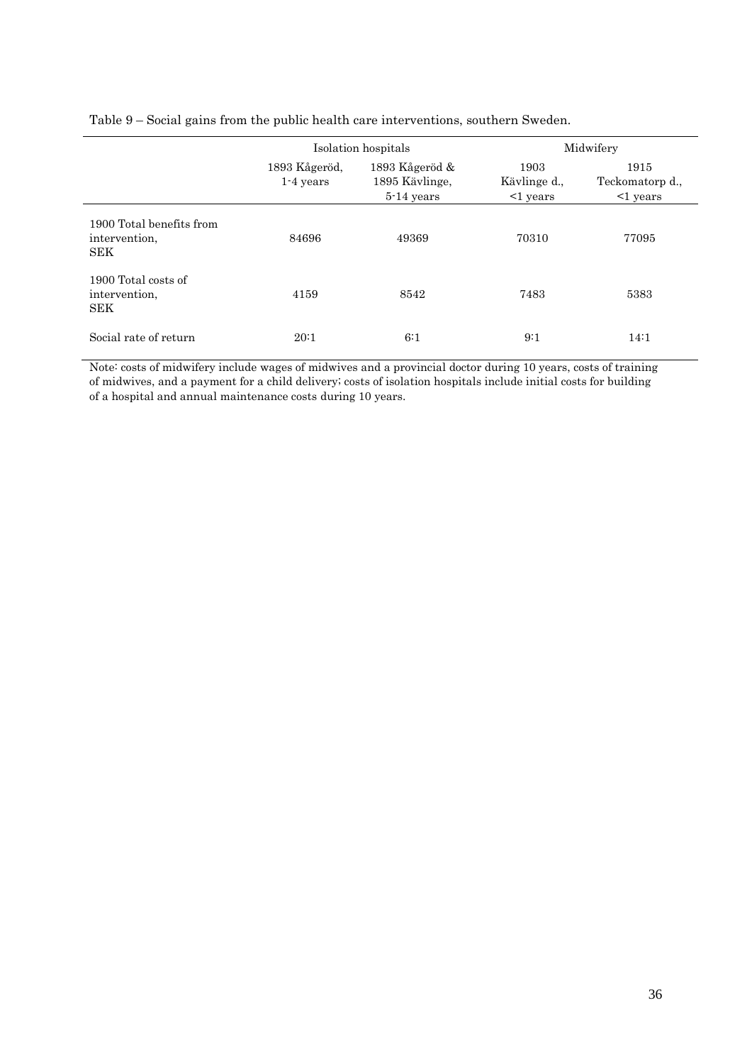Table 9 – Social gains from the public health care interventions, southern Sweden.

| | Isolation hospitals | | Midwifery | |
|---|---|---|---|---|
| | 1893 Kågeröd, 1-4 years | 1893 Kågeröd & 1895 Kävlinge, 5-14 years | 1903 Kävlinge d., <1 years | 1915 Teckomatorp d., <1 years |
| 1900 Total benefits from intervention, SEK | 84696 | 49369 | 70310 | 77095 |
| 1900 Total costs of intervention, SEK | 4159 | 8542 | 7483 | 5383 |
| Social rate of return | 20:1 | 6:1 | 9:1 | 14:1 |

Note: costs of midwifery include wages of midwives and a provincial doctor during 10 years, costs of training of midwives, and a payment for a child delivery; costs of isolation hospitals include initial costs for building of a hospital and annual maintenance costs during 10 years.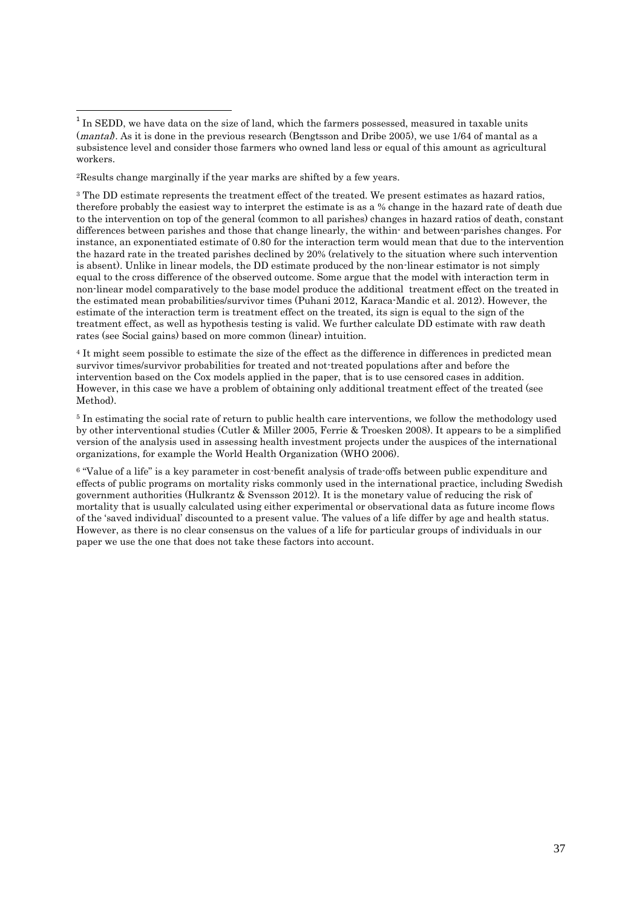[1] In SEDD, we have data on the size of land, which the farmers possessed, measured in taxable units (*mantal*). As it is done in the previous research (Bengtsson and Dribe 2005), we use 1/64 of mantal as a subsistence level and consider those farmers who owned land less or equal of this amount as agricultural workers.

[2] Results change marginally if the year marks are shifted by a few years.

[3] The DD estimate represents the treatment effect of the treated. We present estimates as hazard ratios, therefore probably the easiest way to interpret the estimate is as a % change in the hazard rate of death due to the intervention on top of the general (common to all parishes) changes in hazard ratios of death, constant differences between parishes and those that change linearly, the within- and between-parishes changes. For instance, an exponentiated estimate of 0.80 for the interaction term would mean that due to the intervention the hazard rate in the treated parishes declined by 20% (relatively to the situation where such intervention is absent). Unlike in linear models, the DD estimate produced by the non-linear estimator is not simply equal to the cross difference of the observed outcome. Some argue that the model with interaction term in non-linear model comparatively to the base model produce the additional treatment effect on the treated in the estimated mean probabilities/survivor times (Puhani 2012, Karaca-Mandic et al. 2012). However, the estimate of the interaction term is treatment effect on the treated, its sign is equal to the sign of the treatment effect, as well as hypothesis testing is valid. We further calculate DD estimate with raw death rates (see Social gains) based on more common (linear) intuition.

[4] It might seem possible to estimate the size of the effect as the difference in differences in predicted mean survivor times/survivor probabilities for treated and not-treated populations after and before the intervention based on the Cox models applied in the paper, that is to use censored cases in addition. However, in this case we have a problem of obtaining only additional treatment effect of the treated (see Method).

[5] In estimating the social rate of return to public health care interventions, we follow the methodology used by other interventional studies (Cutler & Miller 2005, Ferrie & Troesken 2008). It appears to be a simplified version of the analysis used in assessing health investment projects under the auspices of the international organizations, for example the World Health Organization (WHO 2006).

[6] "Value of a life" is a key parameter in cost-benefit analysis of trade-offs between public expenditure and effects of public programs on mortality risks commonly used in the international practice, including Swedish government authorities (Hulkrantz & Svensson 2012). It is the monetary value of reducing the risk of mortality that is usually calculated using either experimental or observational data as future income flows of the 'saved individual' discounted to a present value. The values of a life differ by age and health status. However, as there is no clear consensus on the values of a life for particular groups of individuals in our paper we use the one that does not take these factors into account.